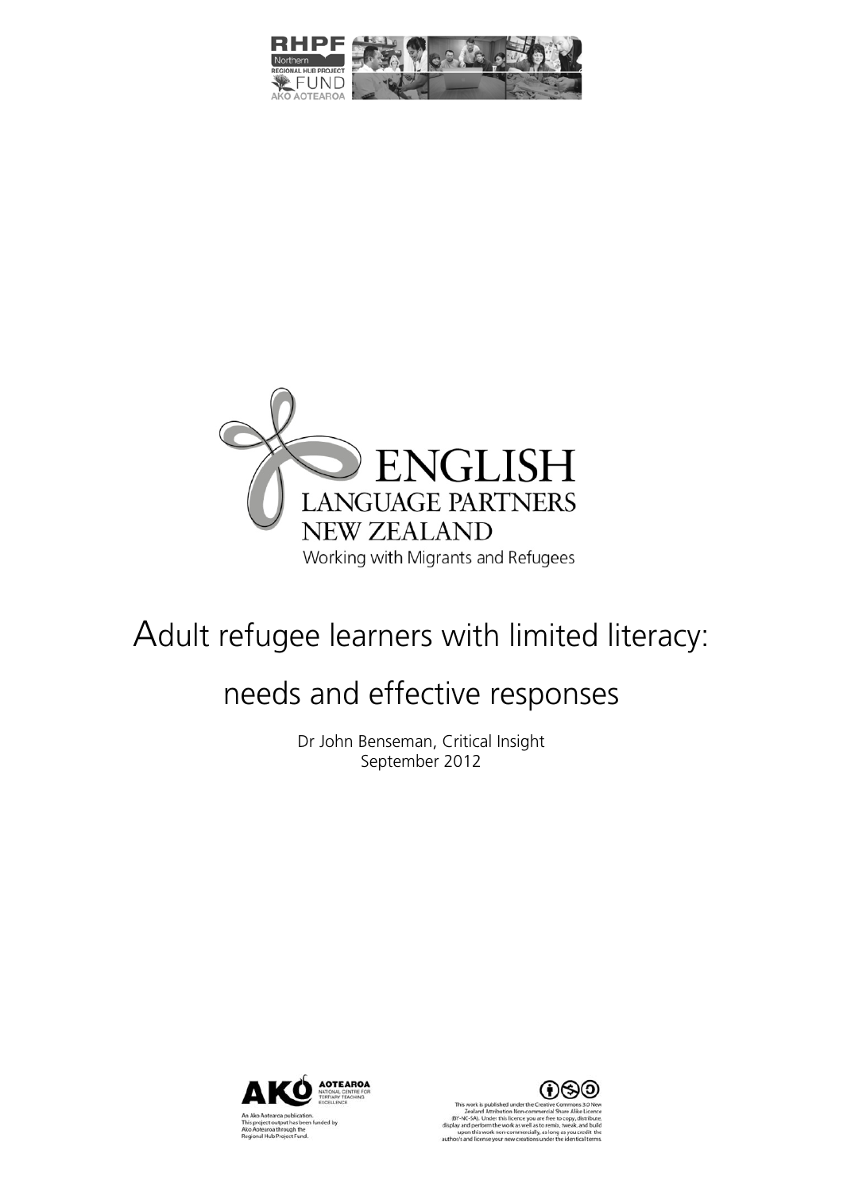RHPF Northern REGIONAL HUB PROJECT FUND AKO AOTEAROA

ENGLISH LANGUAGE PARTNERS NEW ZEALAND

Working with Migrants and Refugees

# Adult refugee learners with limited literacy: needs and effective responses

Dr John Benseman, Critical Insight
September 2012

AKO AOTEAROA NATIONAL CENTRE FOR TERTIARY TEACHING EXCELLENCE

An Ako Aotearoa publication.
This project output has been funded by Ako Aotearoa through the Regional Hub Project Fund.

This work is published under the Creative Commons 3.0 New Zealand Attribution Non-commercial Share Alike Licence (BY-NC-SA). Under this licence you are free to copy, distribute, display and perform the work as well as to remix, tweak, and build upon this work non-commercially, as long as you credit the author/s and license your new creations under the identical terms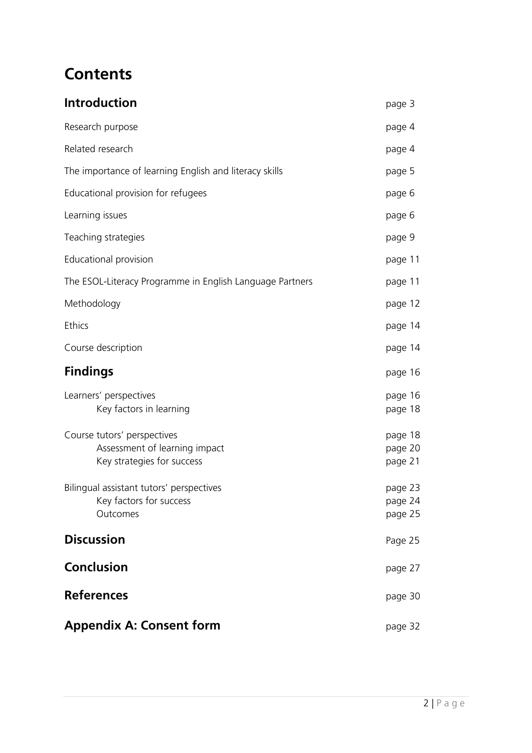# Contents

| | |
|---|---|
| **Introduction** | page 3 |
| Research purpose | page 4 |
| Related research | page 4 |
| The importance of learning English and literacy skills | page 5 |
| Educational provision for refugees | page 6 |
| Learning issues | page 6 |
| Teaching strategies | page 9 |
| Educational provision | page 11 |
| The ESOL-Literacy Programme in English Language Partners | page 11 |
| Methodology | page 12 |
| Ethics | page 14 |
| Course description | page 14 |
| **Findings** | page 16 |
| Learners' perspectives | page 16 |
| Key factors in learning | page 18 |
| Course tutors' perspectives | page 18 |
| Assessment of learning impact | page 20 |
| Key strategies for success | page 21 |
| Bilingual assistant tutors' perspectives | page 23 |
| Key factors for success | page 24 |
| Outcomes | page 25 |
| **Discussion** | Page 25 |
| **Conclusion** | page 27 |
| **References** | page 30 |
| **Appendix A: Consent form** | page 32 |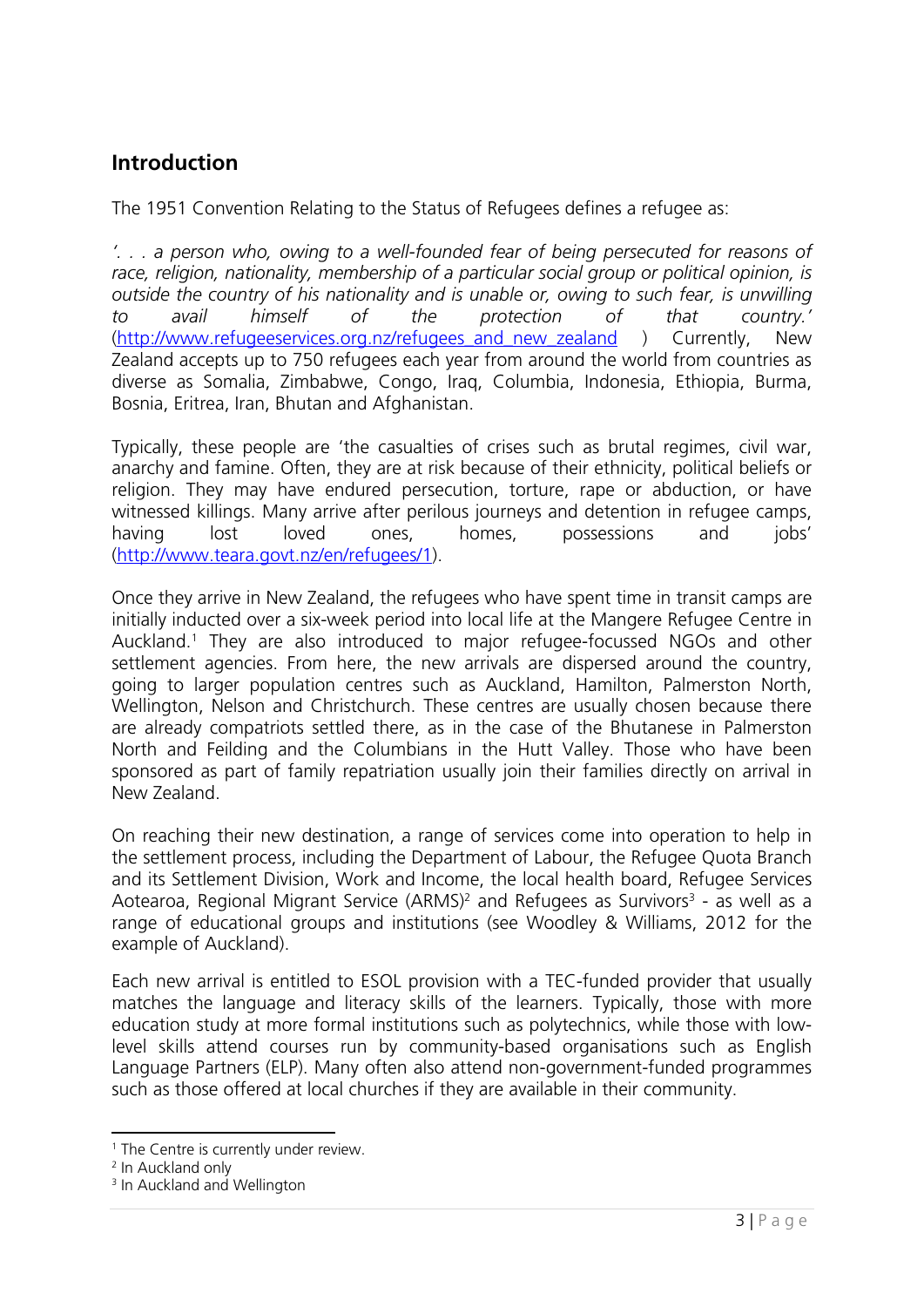## Introduction

The 1951 Convention Relating to the Status of Refugees defines a refugee as:

*'. . . a person who, owing to a well-founded fear of being persecuted for reasons of race, religion, nationality, membership of a particular social group or political opinion, is outside the country of his nationality and is unable or, owing to such fear, is unwilling to avail himself of the protection of that country.'* (http://www.refugeeservices.org.nz/refugees_and_new_zealand ) Currently, New Zealand accepts up to 750 refugees each year from around the world from countries as diverse as Somalia, Zimbabwe, Congo, Iraq, Columbia, Indonesia, Ethiopia, Burma, Bosnia, Eritrea, Iran, Bhutan and Afghanistan.

Typically, these people are 'the casualties of crises such as brutal regimes, civil war, anarchy and famine. Often, they are at risk because of their ethnicity, political beliefs or religion. They may have endured persecution, torture, rape or abduction, or have witnessed killings. Many arrive after perilous journeys and detention in refugee camps, having lost loved ones, homes, possessions and jobs' (http://www.teara.govt.nz/en/refugees/1).

Once they arrive in New Zealand, the refugees who have spent time in transit camps are initially inducted over a six-week period into local life at the Mangere Refugee Centre in Auckland.[1] They are also introduced to major refugee-focussed NGOs and other settlement agencies. From here, the new arrivals are dispersed around the country, going to larger population centres such as Auckland, Hamilton, Palmerston North, Wellington, Nelson and Christchurch. These centres are usually chosen because there are already compatriots settled there, as in the case of the Bhutanese in Palmerston North and Feilding and the Columbians in the Hutt Valley. Those who have been sponsored as part of family repatriation usually join their families directly on arrival in New Zealand.

On reaching their new destination, a range of services come into operation to help in the settlement process, including the Department of Labour, the Refugee Quota Branch and its Settlement Division, Work and Income, the local health board, Refugee Services Aotearoa, Regional Migrant Service (ARMS)[2] and Refugees as Survivors[3] - as well as a range of educational groups and institutions (see Woodley & Williams, 2012 for the example of Auckland).

Each new arrival is entitled to ESOL provision with a TEC-funded provider that usually matches the language and literacy skills of the learners. Typically, those with more education study at more formal institutions such as polytechnics, while those with low-level skills attend courses run by community-based organisations such as English Language Partners (ELP). Many often also attend non-government-funded programmes such as those offered at local churches if they are available in their community.

---

[1] The Centre is currently under review.

[2] In Auckland only

[3] In Auckland and Wellington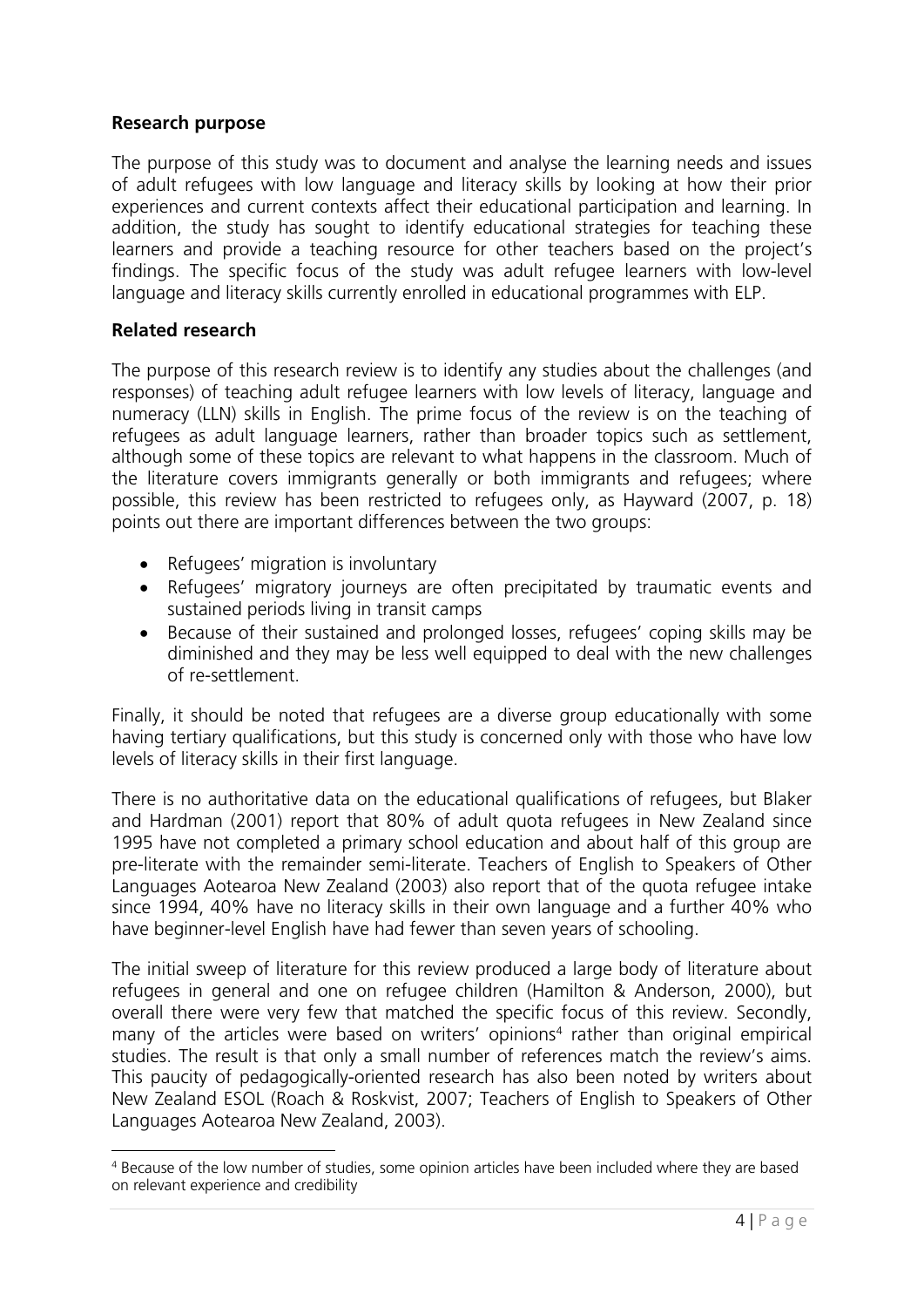### Research purpose

The purpose of this study was to document and analyse the learning needs and issues of adult refugees with low language and literacy skills by looking at how their prior experiences and current contexts affect their educational participation and learning. In addition, the study has sought to identify educational strategies for teaching these learners and provide a teaching resource for other teachers based on the project's findings. The specific focus of the study was adult refugee learners with low-level language and literacy skills currently enrolled in educational programmes with ELP.

### Related research

The purpose of this research review is to identify any studies about the challenges (and responses) of teaching adult refugee learners with low levels of literacy, language and numeracy (LLN) skills in English. The prime focus of the review is on the teaching of refugees as adult language learners, rather than broader topics such as settlement, although some of these topics are relevant to what happens in the classroom. Much of the literature covers immigrants generally or both immigrants and refugees; where possible, this review has been restricted to refugees only, as Hayward (2007, p. 18) points out there are important differences between the two groups:

- Refugees' migration is involuntary
- Refugees' migratory journeys are often precipitated by traumatic events and sustained periods living in transit camps
- Because of their sustained and prolonged losses, refugees' coping skills may be diminished and they may be less well equipped to deal with the new challenges of re-settlement.

Finally, it should be noted that refugees are a diverse group educationally with some having tertiary qualifications, but this study is concerned only with those who have low levels of literacy skills in their first language.

There is no authoritative data on the educational qualifications of refugees, but Blaker and Hardman (2001) report that 80% of adult quota refugees in New Zealand since 1995 have not completed a primary school education and about half of this group are pre-literate with the remainder semi-literate. Teachers of English to Speakers of Other Languages Aotearoa New Zealand (2003) also report that of the quota refugee intake since 1994, 40% have no literacy skills in their own language and a further 40% who have beginner-level English have had fewer than seven years of schooling.

The initial sweep of literature for this review produced a large body of literature about refugees in general and one on refugee children (Hamilton & Anderson, 2000), but overall there were very few that matched the specific focus of this review. Secondly, many of the articles were based on writers' opinions[4] rather than original empirical studies. The result is that only a small number of references match the review's aims. This paucity of pedagogically-oriented research has also been noted by writers about New Zealand ESOL (Roach & Roskvist, 2007; Teachers of English to Speakers of Other Languages Aotearoa New Zealand, 2003).

[4] Because of the low number of studies, some opinion articles have been included where they are based on relevant experience and credibility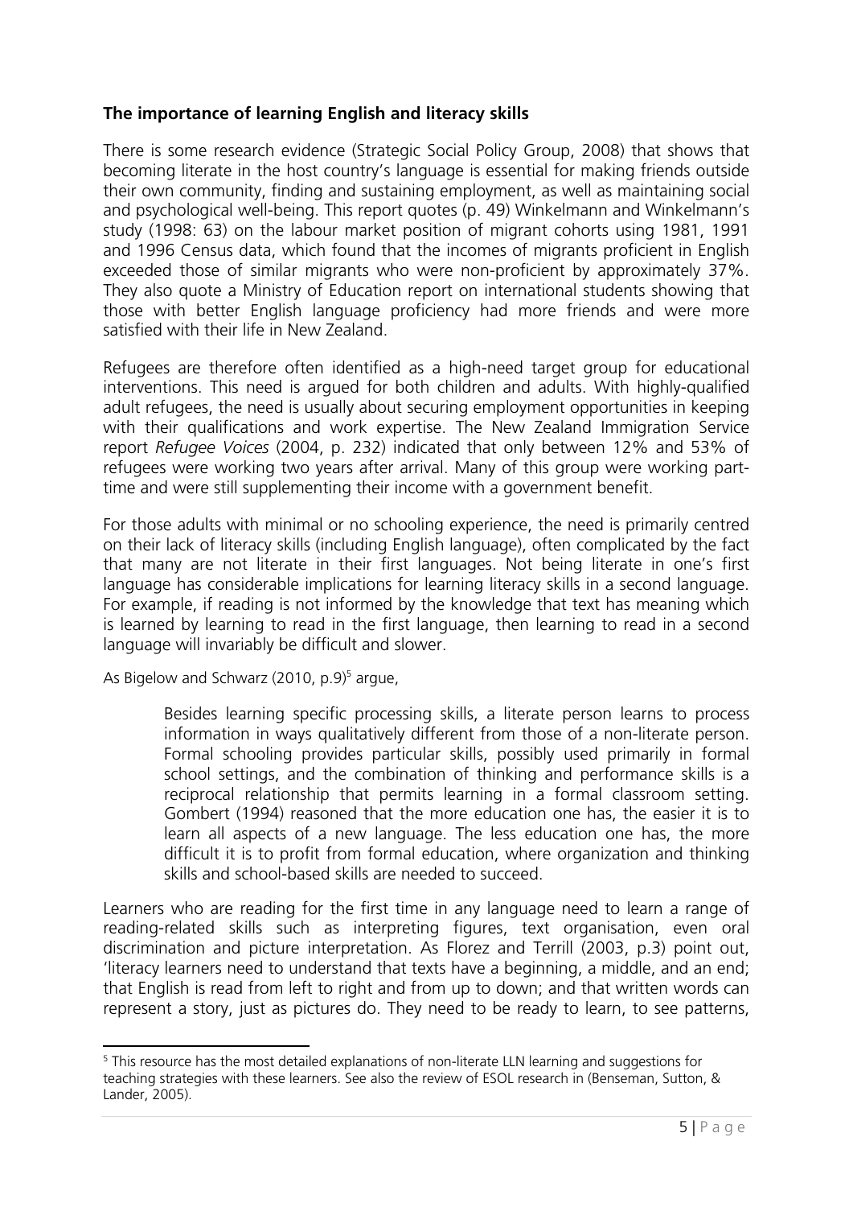**The importance of learning English and literacy skills**

There is some research evidence (Strategic Social Policy Group, 2008) that shows that becoming literate in the host country's language is essential for making friends outside their own community, finding and sustaining employment, as well as maintaining social and psychological well-being. This report quotes (p. 49) Winkelmann and Winkelmann's study (1998: 63) on the labour market position of migrant cohorts using 1981, 1991 and 1996 Census data, which found that the incomes of migrants proficient in English exceeded those of similar migrants who were non-proficient by approximately 37%. They also quote a Ministry of Education report on international students showing that those with better English language proficiency had more friends and were more satisfied with their life in New Zealand.

Refugees are therefore often identified as a high-need target group for educational interventions. This need is argued for both children and adults. With highly-qualified adult refugees, the need is usually about securing employment opportunities in keeping with their qualifications and work expertise. The New Zealand Immigration Service report *Refugee Voices* (2004, p. 232) indicated that only between 12% and 53% of refugees were working two years after arrival. Many of this group were working part-time and were still supplementing their income with a government benefit.

For those adults with minimal or no schooling experience, the need is primarily centred on their lack of literacy skills (including English language), often complicated by the fact that many are not literate in their first languages. Not being literate in one's first language has considerable implications for learning literacy skills in a second language. For example, if reading is not informed by the knowledge that text has meaning which is learned by learning to read in the first language, then learning to read in a second language will invariably be difficult and slower.

As Bigelow and Schwarz (2010, p.9)[5] argue,

> Besides learning specific processing skills, a literate person learns to process information in ways qualitatively different from those of a non-literate person. Formal schooling provides particular skills, possibly used primarily in formal school settings, and the combination of thinking and performance skills is a reciprocal relationship that permits learning in a formal classroom setting. Gombert (1994) reasoned that the more education one has, the easier it is to learn all aspects of a new language. The less education one has, the more difficult it is to profit from formal education, where organization and thinking skills and school-based skills are needed to succeed.

Learners who are reading for the first time in any language need to learn a range of reading-related skills such as interpreting figures, text organisation, even oral discrimination and picture interpretation. As Florez and Terrill (2003, p.3) point out, 'literacy learners need to understand that texts have a beginning, a middle, and an end; that English is read from left to right and from up to down; and that written words can represent a story, just as pictures do. They need to be ready to learn, to see patterns,

---

[5] This resource has the most detailed explanations of non-literate LLN learning and suggestions for teaching strategies with these learners. See also the review of ESOL research in (Benseman, Sutton, & Lander, 2005).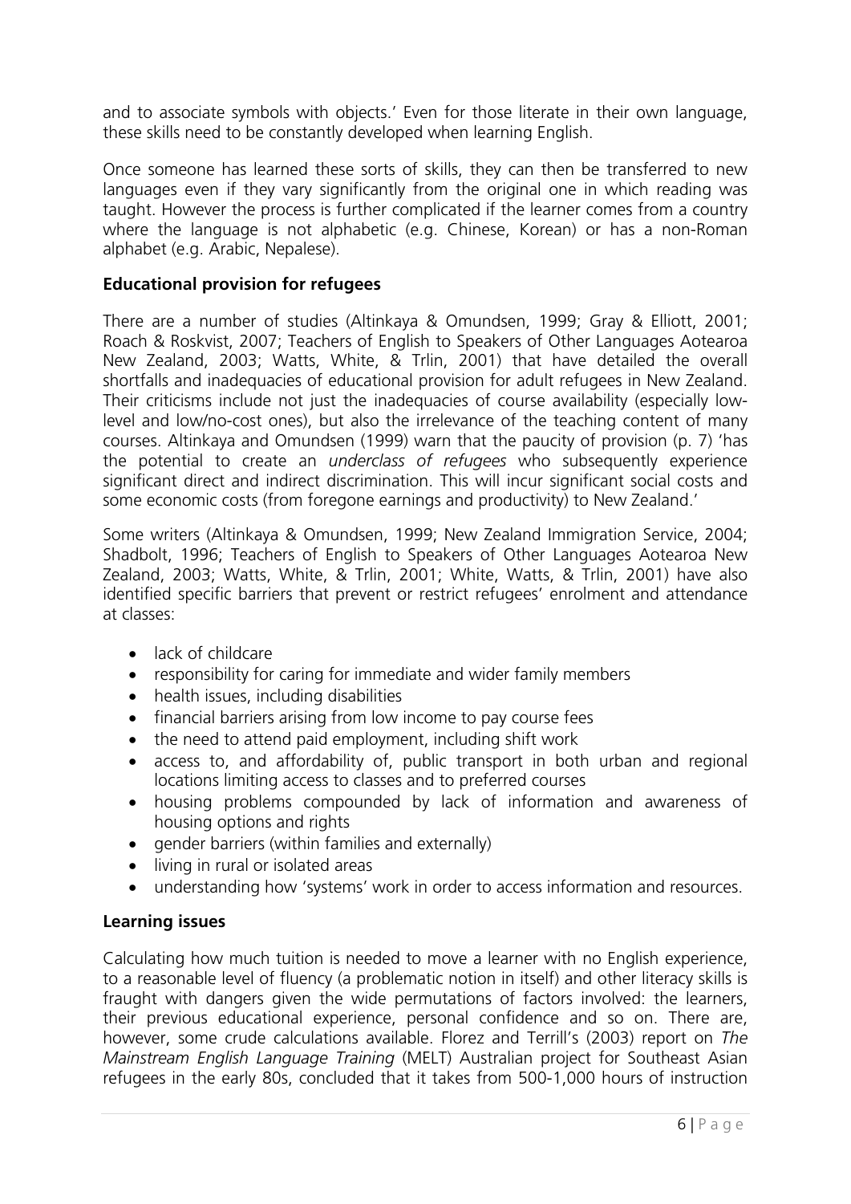and to associate symbols with objects.' Even for those literate in their own language, these skills need to be constantly developed when learning English.

Once someone has learned these sorts of skills, they can then be transferred to new languages even if they vary significantly from the original one in which reading was taught. However the process is further complicated if the learner comes from a country where the language is not alphabetic (e.g. Chinese, Korean) or has a non-Roman alphabet (e.g. Arabic, Nepalese).

### Educational provision for refugees

There are a number of studies (Altinkaya & Omundsen, 1999; Gray & Elliott, 2001; Roach & Roskvist, 2007; Teachers of English to Speakers of Other Languages Aotearoa New Zealand, 2003; Watts, White, & Trlin, 2001) that have detailed the overall shortfalls and inadequacies of educational provision for adult refugees in New Zealand. Their criticisms include not just the inadequacies of course availability (especially low-level and low/no-cost ones), but also the irrelevance of the teaching content of many courses. Altinkaya and Omundsen (1999) warn that the paucity of provision (p. 7) 'has the potential to create an *underclass of refugees* who subsequently experience significant direct and indirect discrimination. This will incur significant social costs and some economic costs (from foregone earnings and productivity) to New Zealand.'

Some writers (Altinkaya & Omundsen, 1999; New Zealand Immigration Service, 2004; Shadbolt, 1996; Teachers of English to Speakers of Other Languages Aotearoa New Zealand, 2003; Watts, White, & Trlin, 2001; White, Watts, & Trlin, 2001) have also identified specific barriers that prevent or restrict refugees' enrolment and attendance at classes:

- lack of childcare
- responsibility for caring for immediate and wider family members
- health issues, including disabilities
- financial barriers arising from low income to pay course fees
- the need to attend paid employment, including shift work
- access to, and affordability of, public transport in both urban and regional locations limiting access to classes and to preferred courses
- housing problems compounded by lack of information and awareness of housing options and rights
- gender barriers (within families and externally)
- living in rural or isolated areas
- understanding how 'systems' work in order to access information and resources.

### Learning issues

Calculating how much tuition is needed to move a learner with no English experience, to a reasonable level of fluency (a problematic notion in itself) and other literacy skills is fraught with dangers given the wide permutations of factors involved: the learners, their previous educational experience, personal confidence and so on. There are, however, some crude calculations available. Florez and Terrill's (2003) report on *The Mainstream English Language Training* (MELT) Australian project for Southeast Asian refugees in the early 80s, concluded that it takes from 500-1,000 hours of instruction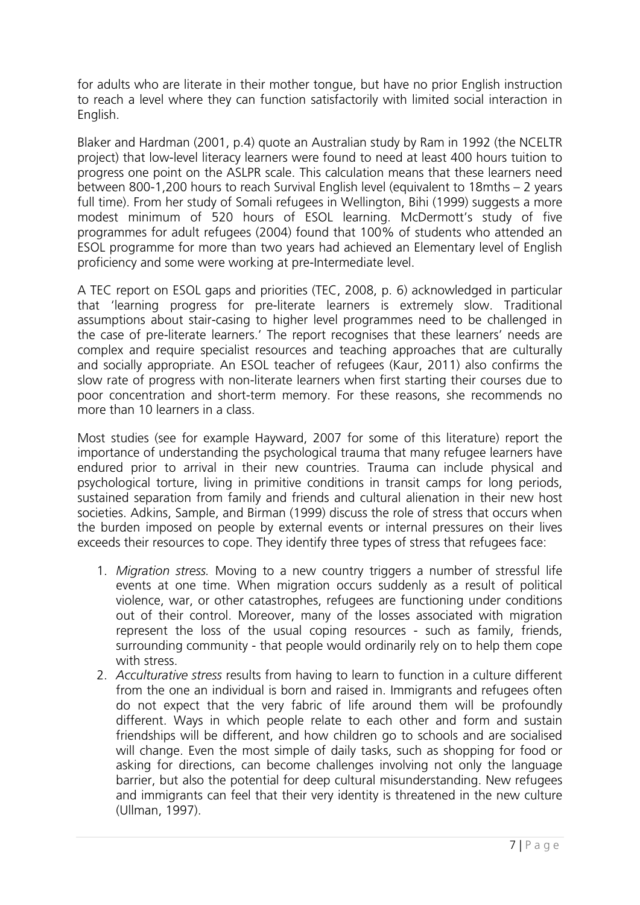for adults who are literate in their mother tongue, but have no prior English instruction to reach a level where they can function satisfactorily with limited social interaction in English.

Blaker and Hardman (2001, p.4) quote an Australian study by Ram in 1992 (the NCELTR project) that low-level literacy learners were found to need at least 400 hours tuition to progress one point on the ASLPR scale. This calculation means that these learners need between 800-1,200 hours to reach Survival English level (equivalent to 18mths – 2 years full time). From her study of Somali refugees in Wellington, Bihi (1999) suggests a more modest minimum of 520 hours of ESOL learning. McDermott's study of five programmes for adult refugees (2004) found that 100% of students who attended an ESOL programme for more than two years had achieved an Elementary level of English proficiency and some were working at pre-Intermediate level.

A TEC report on ESOL gaps and priorities (TEC, 2008, p. 6) acknowledged in particular that 'learning progress for pre-literate learners is extremely slow. Traditional assumptions about stair-casing to higher level programmes need to be challenged in the case of pre-literate learners.' The report recognises that these learners' needs are complex and require specialist resources and teaching approaches that are culturally and socially appropriate. An ESOL teacher of refugees (Kaur, 2011) also confirms the slow rate of progress with non-literate learners when first starting their courses due to poor concentration and short-term memory. For these reasons, she recommends no more than 10 learners in a class.

Most studies (see for example Hayward, 2007 for some of this literature) report the importance of understanding the psychological trauma that many refugee learners have endured prior to arrival in their new countries. Trauma can include physical and psychological torture, living in primitive conditions in transit camps for long periods, sustained separation from family and friends and cultural alienation in their new host societies. Adkins, Sample, and Birman (1999) discuss the role of stress that occurs when the burden imposed on people by external events or internal pressures on their lives exceeds their resources to cope. They identify three types of stress that refugees face:

1. *Migration stress.* Moving to a new country triggers a number of stressful life events at one time. When migration occurs suddenly as a result of political violence, war, or other catastrophes, refugees are functioning under conditions out of their control. Moreover, many of the losses associated with migration represent the loss of the usual coping resources - such as family, friends, surrounding community - that people would ordinarily rely on to help them cope with stress.
2. *Acculturative stress* results from having to learn to function in a culture different from the one an individual is born and raised in. Immigrants and refugees often do not expect that the very fabric of life around them will be profoundly different. Ways in which people relate to each other and form and sustain friendships will be different, and how children go to schools and are socialised will change. Even the most simple of daily tasks, such as shopping for food or asking for directions, can become challenges involving not only the language barrier, but also the potential for deep cultural misunderstanding. New refugees and immigrants can feel that their very identity is threatened in the new culture (Ullman, 1997).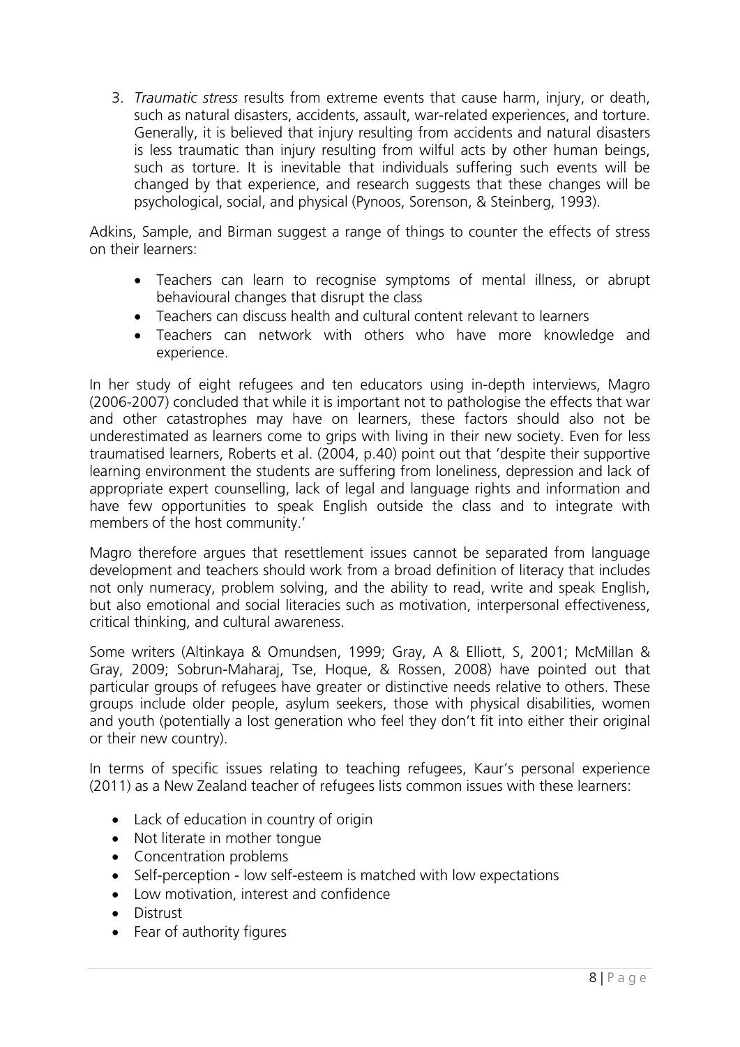3. *Traumatic stress* results from extreme events that cause harm, injury, or death, such as natural disasters, accidents, assault, war-related experiences, and torture. Generally, it is believed that injury resulting from accidents and natural disasters is less traumatic than injury resulting from wilful acts by other human beings, such as torture. It is inevitable that individuals suffering such events will be changed by that experience, and research suggests that these changes will be psychological, social, and physical (Pynoos, Sorenson, & Steinberg, 1993).

Adkins, Sample, and Birman suggest a range of things to counter the effects of stress on their learners:

- Teachers can learn to recognise symptoms of mental illness, or abrupt behavioural changes that disrupt the class
- Teachers can discuss health and cultural content relevant to learners
- Teachers can network with others who have more knowledge and experience.

In her study of eight refugees and ten educators using in-depth interviews, Magro (2006-2007) concluded that while it is important not to pathologise the effects that war and other catastrophes may have on learners, these factors should also not be underestimated as learners come to grips with living in their new society. Even for less traumatised learners, Roberts et al. (2004, p.40) point out that 'despite their supportive learning environment the students are suffering from loneliness, depression and lack of appropriate expert counselling, lack of legal and language rights and information and have few opportunities to speak English outside the class and to integrate with members of the host community.'

Magro therefore argues that resettlement issues cannot be separated from language development and teachers should work from a broad definition of literacy that includes not only numeracy, problem solving, and the ability to read, write and speak English, but also emotional and social literacies such as motivation, interpersonal effectiveness, critical thinking, and cultural awareness.

Some writers (Altinkaya & Omundsen, 1999; Gray, A & Elliott, S, 2001; McMillan & Gray, 2009; Sobrun-Maharaj, Tse, Hoque, & Rossen, 2008) have pointed out that particular groups of refugees have greater or distinctive needs relative to others. These groups include older people, asylum seekers, those with physical disabilities, women and youth (potentially a lost generation who feel they don't fit into either their original or their new country).

In terms of specific issues relating to teaching refugees, Kaur's personal experience (2011) as a New Zealand teacher of refugees lists common issues with these learners:

- Lack of education in country of origin
- Not literate in mother tongue
- Concentration problems
- Self-perception - low self-esteem is matched with low expectations
- Low motivation, interest and confidence
- Distrust
- Fear of authority figures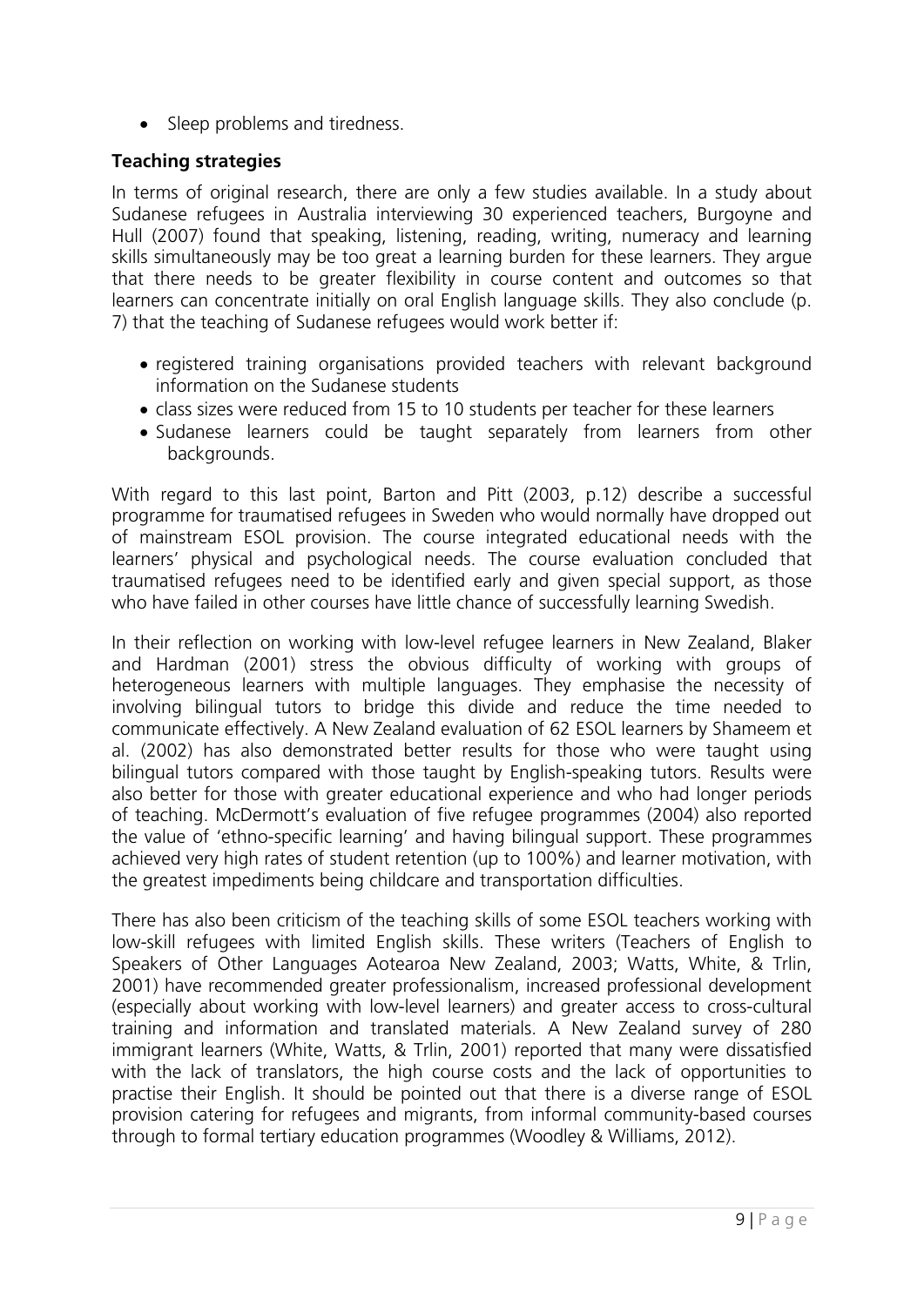- Sleep problems and tiredness.

### Teaching strategies

In terms of original research, there are only a few studies available. In a study about Sudanese refugees in Australia interviewing 30 experienced teachers, Burgoyne and Hull (2007) found that speaking, listening, reading, writing, numeracy and learning skills simultaneously may be too great a learning burden for these learners. They argue that there needs to be greater flexibility in course content and outcomes so that learners can concentrate initially on oral English language skills. They also conclude (p. 7) that the teaching of Sudanese refugees would work better if:

- registered training organisations provided teachers with relevant background information on the Sudanese students
- class sizes were reduced from 15 to 10 students per teacher for these learners
- Sudanese learners could be taught separately from learners from other backgrounds.

With regard to this last point, Barton and Pitt (2003, p.12) describe a successful programme for traumatised refugees in Sweden who would normally have dropped out of mainstream ESOL provision. The course integrated educational needs with the learners' physical and psychological needs. The course evaluation concluded that traumatised refugees need to be identified early and given special support, as those who have failed in other courses have little chance of successfully learning Swedish.

In their reflection on working with low-level refugee learners in New Zealand, Blaker and Hardman (2001) stress the obvious difficulty of working with groups of heterogeneous learners with multiple languages. They emphasise the necessity of involving bilingual tutors to bridge this divide and reduce the time needed to communicate effectively. A New Zealand evaluation of 62 ESOL learners by Shameem et al. (2002) has also demonstrated better results for those who were taught using bilingual tutors compared with those taught by English-speaking tutors. Results were also better for those with greater educational experience and who had longer periods of teaching. McDermott's evaluation of five refugee programmes (2004) also reported the value of 'ethno-specific learning' and having bilingual support. These programmes achieved very high rates of student retention (up to 100%) and learner motivation, with the greatest impediments being childcare and transportation difficulties.

There has also been criticism of the teaching skills of some ESOL teachers working with low-skill refugees with limited English skills. These writers (Teachers of English to Speakers of Other Languages Aotearoa New Zealand, 2003; Watts, White, & Trlin, 2001) have recommended greater professionalism, increased professional development (especially about working with low-level learners) and greater access to cross-cultural training and information and translated materials. A New Zealand survey of 280 immigrant learners (White, Watts, & Trlin, 2001) reported that many were dissatisfied with the lack of translators, the high course costs and the lack of opportunities to practise their English. It should be pointed out that there is a diverse range of ESOL provision catering for refugees and migrants, from informal community-based courses through to formal tertiary education programmes (Woodley & Williams, 2012).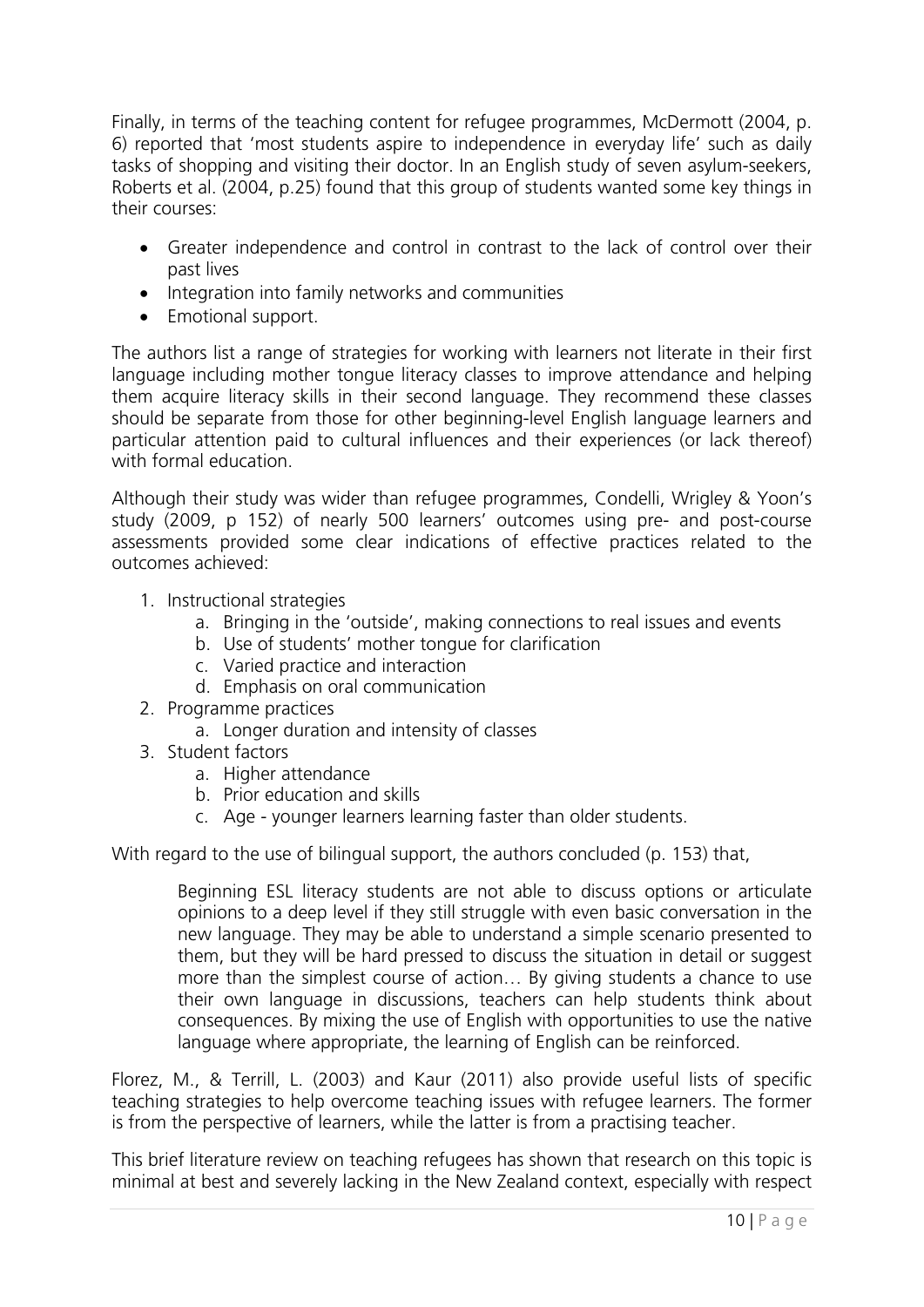Finally, in terms of the teaching content for refugee programmes, McDermott (2004, p. 6) reported that 'most students aspire to independence in everyday life' such as daily tasks of shopping and visiting their doctor. In an English study of seven asylum-seekers, Roberts et al. (2004, p.25) found that this group of students wanted some key things in their courses:

- Greater independence and control in contrast to the lack of control over their past lives
- Integration into family networks and communities
- Emotional support.

The authors list a range of strategies for working with learners not literate in their first language including mother tongue literacy classes to improve attendance and helping them acquire literacy skills in their second language. They recommend these classes should be separate from those for other beginning-level English language learners and particular attention paid to cultural influences and their experiences (or lack thereof) with formal education.

Although their study was wider than refugee programmes, Condelli, Wrigley & Yoon's study (2009, p 152) of nearly 500 learners' outcomes using pre- and post-course assessments provided some clear indications of effective practices related to the outcomes achieved:

1. Instructional strategies
    a. Bringing in the 'outside', making connections to real issues and events
    b. Use of students' mother tongue for clarification
    c. Varied practice and interaction
    d. Emphasis on oral communication
2. Programme practices
    a. Longer duration and intensity of classes
3. Student factors
    a. Higher attendance
    b. Prior education and skills
    c. Age - younger learners learning faster than older students.

With regard to the use of bilingual support, the authors concluded (p. 153) that,

> Beginning ESL literacy students are not able to discuss options or articulate opinions to a deep level if they still struggle with even basic conversation in the new language. They may be able to understand a simple scenario presented to them, but they will be hard pressed to discuss the situation in detail or suggest more than the simplest course of action… By giving students a chance to use their own language in discussions, teachers can help students think about consequences. By mixing the use of English with opportunities to use the native language where appropriate, the learning of English can be reinforced.

Florez, M., & Terrill, L. (2003) and Kaur (2011) also provide useful lists of specific teaching strategies to help overcome teaching issues with refugee learners. The former is from the perspective of learners, while the latter is from a practising teacher.

This brief literature review on teaching refugees has shown that research on this topic is minimal at best and severely lacking in the New Zealand context, especially with respect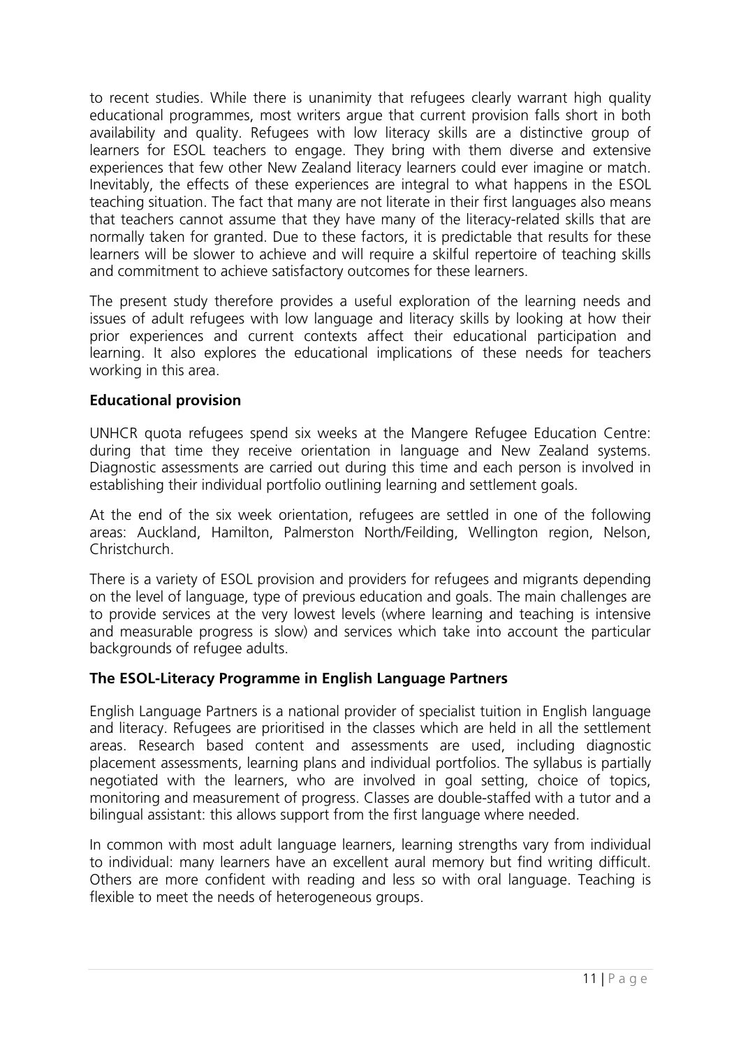to recent studies. While there is unanimity that refugees clearly warrant high quality educational programmes, most writers argue that current provision falls short in both availability and quality. Refugees with low literacy skills are a distinctive group of learners for ESOL teachers to engage. They bring with them diverse and extensive experiences that few other New Zealand literacy learners could ever imagine or match. Inevitably, the effects of these experiences are integral to what happens in the ESOL teaching situation. The fact that many are not literate in their first languages also means that teachers cannot assume that they have many of the literacy-related skills that are normally taken for granted. Due to these factors, it is predictable that results for these learners will be slower to achieve and will require a skilful repertoire of teaching skills and commitment to achieve satisfactory outcomes for these learners.

The present study therefore provides a useful exploration of the learning needs and issues of adult refugees with low language and literacy skills by looking at how their prior experiences and current contexts affect their educational participation and learning. It also explores the educational implications of these needs for teachers working in this area.

**Educational provision**

UNHCR quota refugees spend six weeks at the Mangere Refugee Education Centre: during that time they receive orientation in language and New Zealand systems. Diagnostic assessments are carried out during this time and each person is involved in establishing their individual portfolio outlining learning and settlement goals.

At the end of the six week orientation, refugees are settled in one of the following areas: Auckland, Hamilton, Palmerston North/Feilding, Wellington region, Nelson, Christchurch.

There is a variety of ESOL provision and providers for refugees and migrants depending on the level of language, type of previous education and goals. The main challenges are to provide services at the very lowest levels (where learning and teaching is intensive and measurable progress is slow) and services which take into account the particular backgrounds of refugee adults.

**The ESOL-Literacy Programme in English Language Partners**

English Language Partners is a national provider of specialist tuition in English language and literacy. Refugees are prioritised in the classes which are held in all the settlement areas. Research based content and assessments are used, including diagnostic placement assessments, learning plans and individual portfolios. The syllabus is partially negotiated with the learners, who are involved in goal setting, choice of topics, monitoring and measurement of progress. Classes are double-staffed with a tutor and a bilingual assistant: this allows support from the first language where needed.

In common with most adult language learners, learning strengths vary from individual to individual: many learners have an excellent aural memory but find writing difficult. Others are more confident with reading and less so with oral language. Teaching is flexible to meet the needs of heterogeneous groups.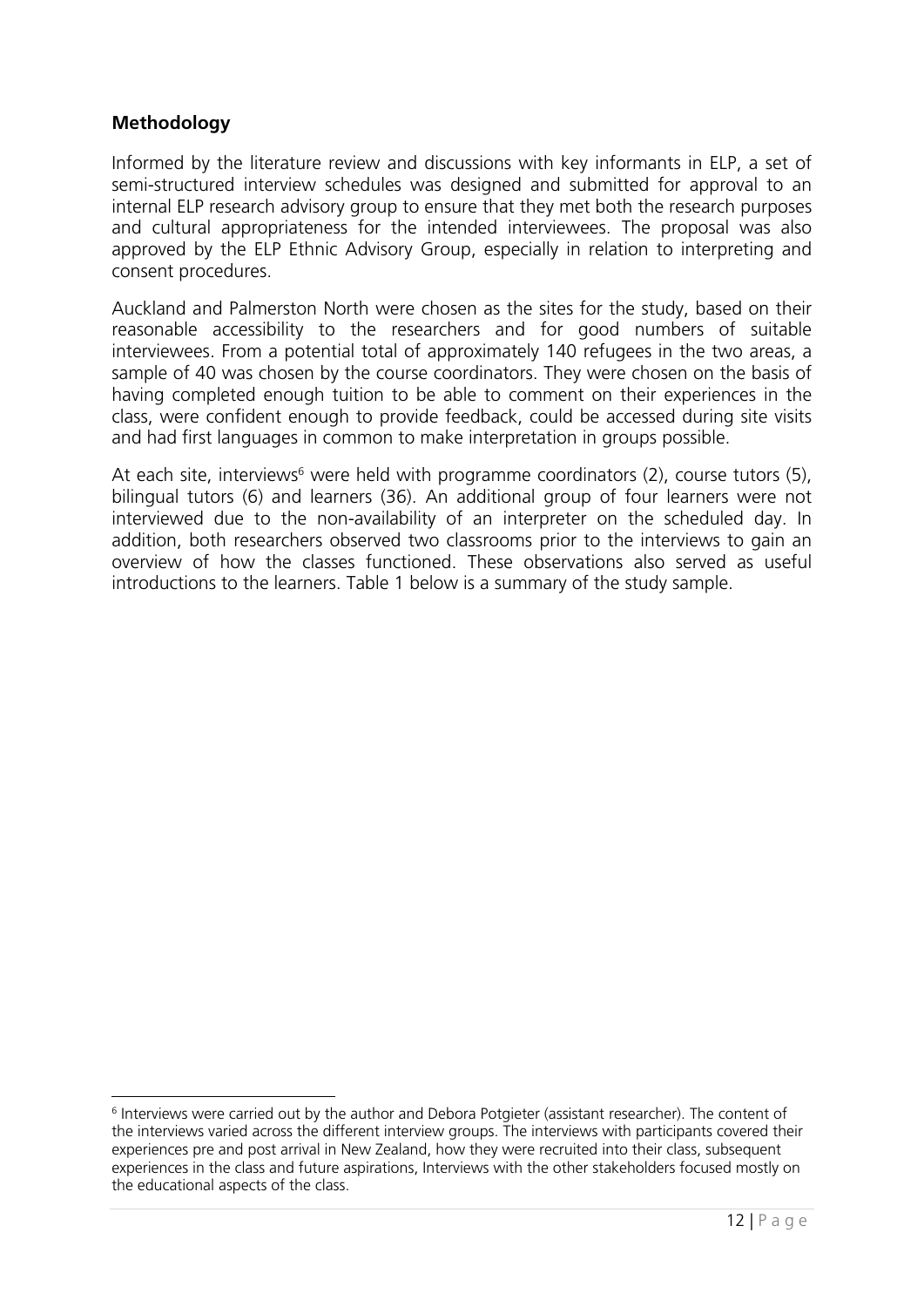## Methodology

Informed by the literature review and discussions with key informants in ELP, a set of semi-structured interview schedules was designed and submitted for approval to an internal ELP research advisory group to ensure that they met both the research purposes and cultural appropriateness for the intended interviewees. The proposal was also approved by the ELP Ethnic Advisory Group, especially in relation to interpreting and consent procedures.

Auckland and Palmerston North were chosen as the sites for the study, based on their reasonable accessibility to the researchers and for good numbers of suitable interviewees. From a potential total of approximately 140 refugees in the two areas, a sample of 40 was chosen by the course coordinators. They were chosen on the basis of having completed enough tuition to be able to comment on their experiences in the class, were confident enough to provide feedback, could be accessed during site visits and had first languages in common to make interpretation in groups possible.

At each site, interviews[6] were held with programme coordinators (2), course tutors (5), bilingual tutors (6) and learners (36). An additional group of four learners were not interviewed due to the non-availability of an interpreter on the scheduled day. In addition, both researchers observed two classrooms prior to the interviews to gain an overview of how the classes functioned. These observations also served as useful introductions to the learners. Table 1 below is a summary of the study sample.

---

[6] Interviews were carried out by the author and Debora Potgieter (assistant researcher). The content of the interviews varied across the different interview groups. The interviews with participants covered their experiences pre and post arrival in New Zealand, how they were recruited into their class, subsequent experiences in the class and future aspirations, Interviews with the other stakeholders focused mostly on the educational aspects of the class.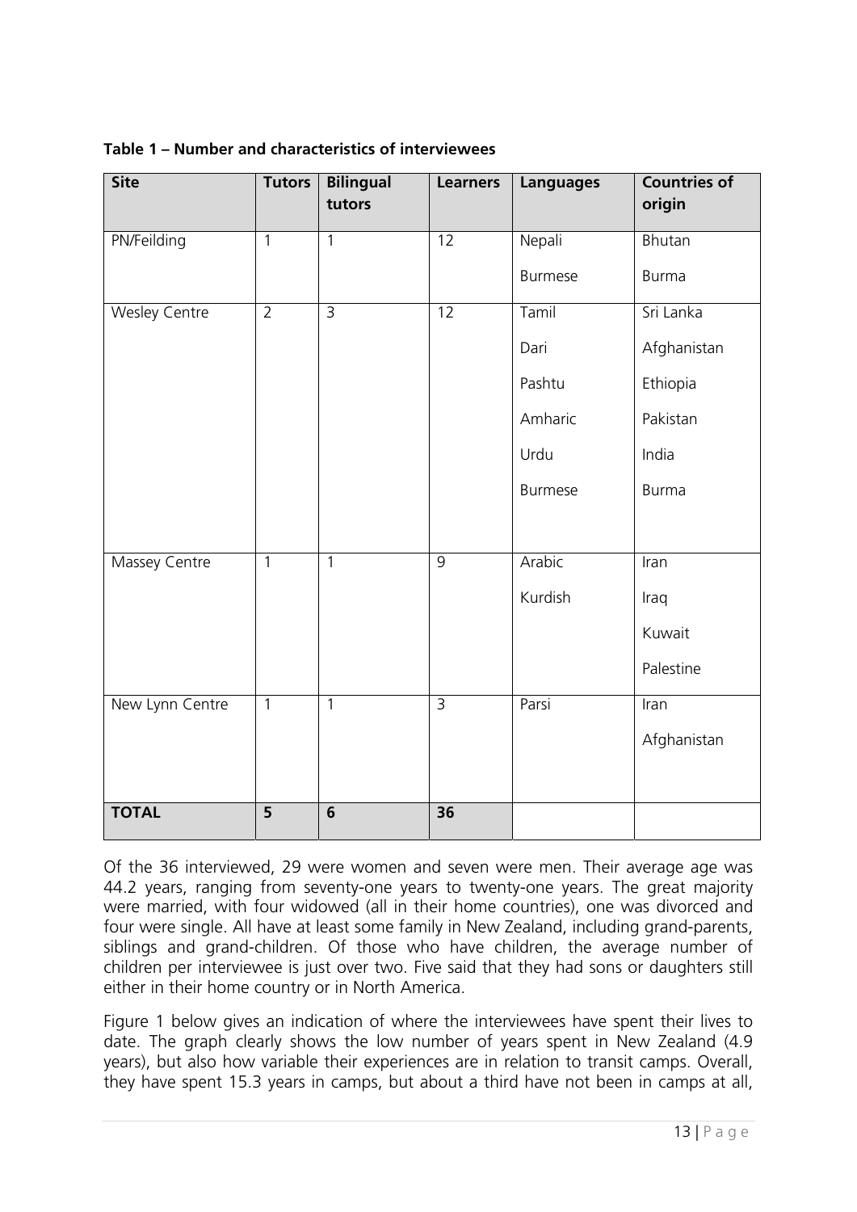**Table 1 – Number and characteristics of interviewees**

| Site | Tutors | Bilingual tutors | Learners | Languages | Countries of origin |
|---|---|---|---|---|---|
| PN/Feilding | 1 | 1 | 12 | Nepali<br>Burmese | Bhutan<br>Burma |
| Wesley Centre | 2 | 3 | 12 | Tamil<br>Dari<br>Pashtu<br>Amharic<br>Urdu<br>Burmese | Sri Lanka<br>Afghanistan<br>Ethiopia<br>Pakistan<br>India<br>Burma |
| Massey Centre | 1 | 1 | 9 | Arabic<br>Kurdish | Iran<br>Iraq<br>Kuwait<br>Palestine |
| New Lynn Centre | 1 | 1 | 3 | Parsi | Iran<br>Afghanistan |
| **TOTAL** | **5** | **6** | **36** | | |

Of the 36 interviewed, 29 were women and seven were men. Their average age was 44.2 years, ranging from seventy-one years to twenty-one years. The great majority were married, with four widowed (all in their home countries), one was divorced and four were single. All have at least some family in New Zealand, including grand-parents, siblings and grand-children. Of those who have children, the average number of children per interviewee is just over two. Five said that they had sons or daughters still either in their home country or in North America.

Figure 1 below gives an indication of where the interviewees have spent their lives to date. The graph clearly shows the low number of years spent in New Zealand (4.9 years), but also how variable their experiences are in relation to transit camps. Overall, they have spent 15.3 years in camps, but about a third have not been in camps at all,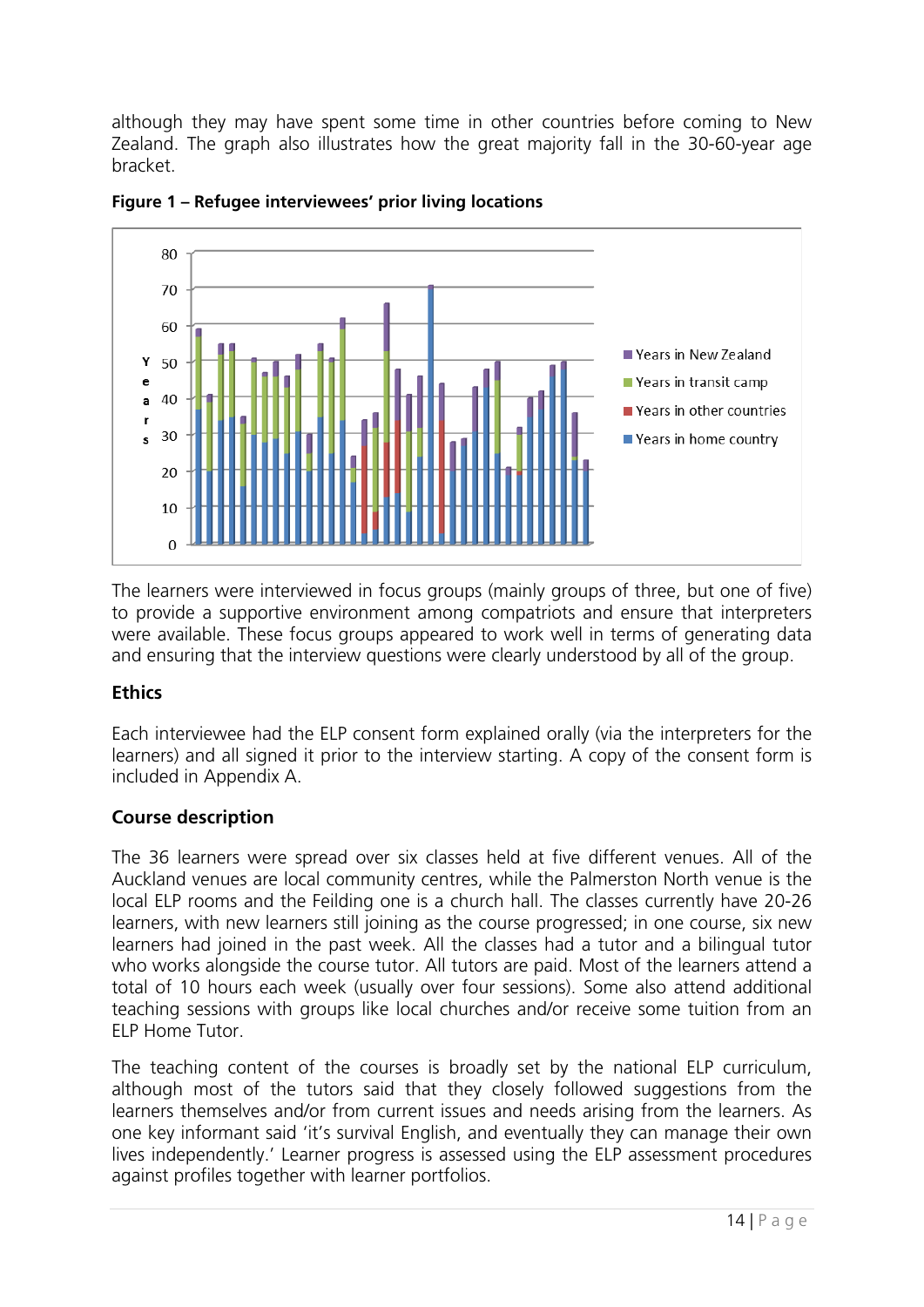although they may have spent some time in other countries before coming to New Zealand. The graph also illustrates how the great majority fall in the 30-60-year age bracket.

**Figure 1 – Refugee interviewees' prior living locations**

The learners were interviewed in focus groups (mainly groups of three, but one of five) to provide a supportive environment among compatriots and ensure that interpreters were available. These focus groups appeared to work well in terms of generating data and ensuring that the interview questions were clearly understood by all of the group.

### Ethics

Each interviewee had the ELP consent form explained orally (via the interpreters for the learners) and all signed it prior to the interview starting. A copy of the consent form is included in Appendix A.

### Course description

The 36 learners were spread over six classes held at five different venues. All of the Auckland venues are local community centres, while the Palmerston North venue is the local ELP rooms and the Feilding one is a church hall. The classes currently have 20-26 learners, with new learners still joining as the course progressed; in one course, six new learners had joined in the past week. All the classes had a tutor and a bilingual tutor who works alongside the course tutor. All tutors are paid. Most of the learners attend a total of 10 hours each week (usually over four sessions). Some also attend additional teaching sessions with groups like local churches and/or receive some tuition from an ELP Home Tutor.

The teaching content of the courses is broadly set by the national ELP curriculum, although most of the tutors said that they closely followed suggestions from the learners themselves and/or from current issues and needs arising from the learners. As one key informant said 'it's survival English, and eventually they can manage their own lives independently.' Learner progress is assessed using the ELP assessment procedures against profiles together with learner portfolios.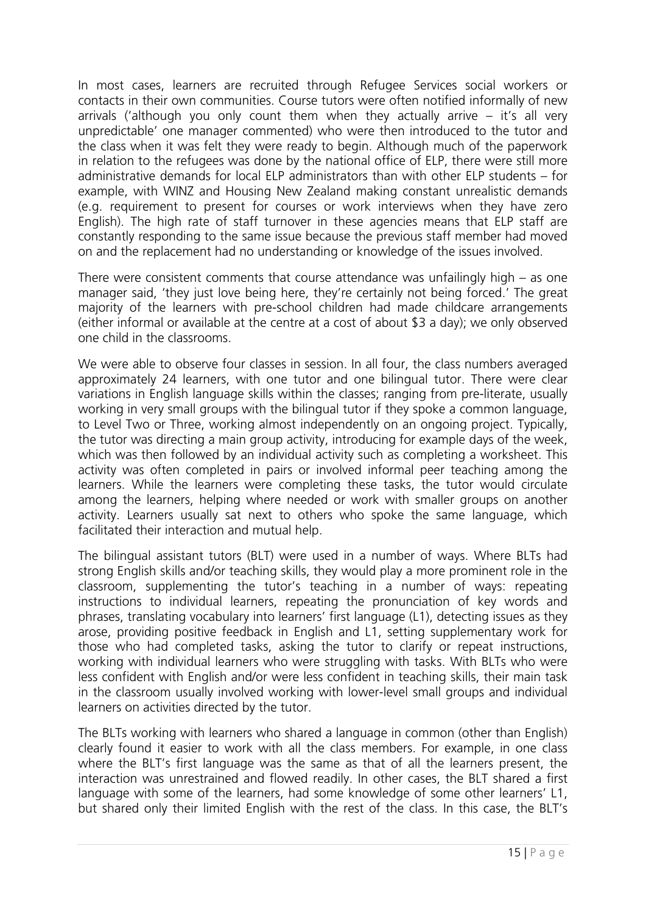In most cases, learners are recruited through Refugee Services social workers or contacts in their own communities. Course tutors were often notified informally of new arrivals ('although you only count them when they actually arrive – it's all very unpredictable' one manager commented) who were then introduced to the tutor and the class when it was felt they were ready to begin. Although much of the paperwork in relation to the refugees was done by the national office of ELP, there were still more administrative demands for local ELP administrators than with other ELP students – for example, with WINZ and Housing New Zealand making constant unrealistic demands (e.g. requirement to present for courses or work interviews when they have zero English). The high rate of staff turnover in these agencies means that ELP staff are constantly responding to the same issue because the previous staff member had moved on and the replacement had no understanding or knowledge of the issues involved.

There were consistent comments that course attendance was unfailingly high – as one manager said, 'they just love being here, they're certainly not being forced.' The great majority of the learners with pre-school children had made childcare arrangements (either informal or available at the centre at a cost of about $3 a day); we only observed one child in the classrooms.

We were able to observe four classes in session. In all four, the class numbers averaged approximately 24 learners, with one tutor and one bilingual tutor. There were clear variations in English language skills within the classes; ranging from pre-literate, usually working in very small groups with the bilingual tutor if they spoke a common language, to Level Two or Three, working almost independently on an ongoing project. Typically, the tutor was directing a main group activity, introducing for example days of the week, which was then followed by an individual activity such as completing a worksheet. This activity was often completed in pairs or involved informal peer teaching among the learners. While the learners were completing these tasks, the tutor would circulate among the learners, helping where needed or work with smaller groups on another activity. Learners usually sat next to others who spoke the same language, which facilitated their interaction and mutual help.

The bilingual assistant tutors (BLT) were used in a number of ways. Where BLTs had strong English skills and/or teaching skills, they would play a more prominent role in the classroom, supplementing the tutor's teaching in a number of ways: repeating instructions to individual learners, repeating the pronunciation of key words and phrases, translating vocabulary into learners' first language (L1), detecting issues as they arose, providing positive feedback in English and L1, setting supplementary work for those who had completed tasks, asking the tutor to clarify or repeat instructions, working with individual learners who were struggling with tasks. With BLTs who were less confident with English and/or were less confident in teaching skills, their main task in the classroom usually involved working with lower-level small groups and individual learners on activities directed by the tutor.

The BLTs working with learners who shared a language in common (other than English) clearly found it easier to work with all the class members. For example, in one class where the BLT's first language was the same as that of all the learners present, the interaction was unrestrained and flowed readily. In other cases, the BLT shared a first language with some of the learners, had some knowledge of some other learners' L1, but shared only their limited English with the rest of the class. In this case, the BLT's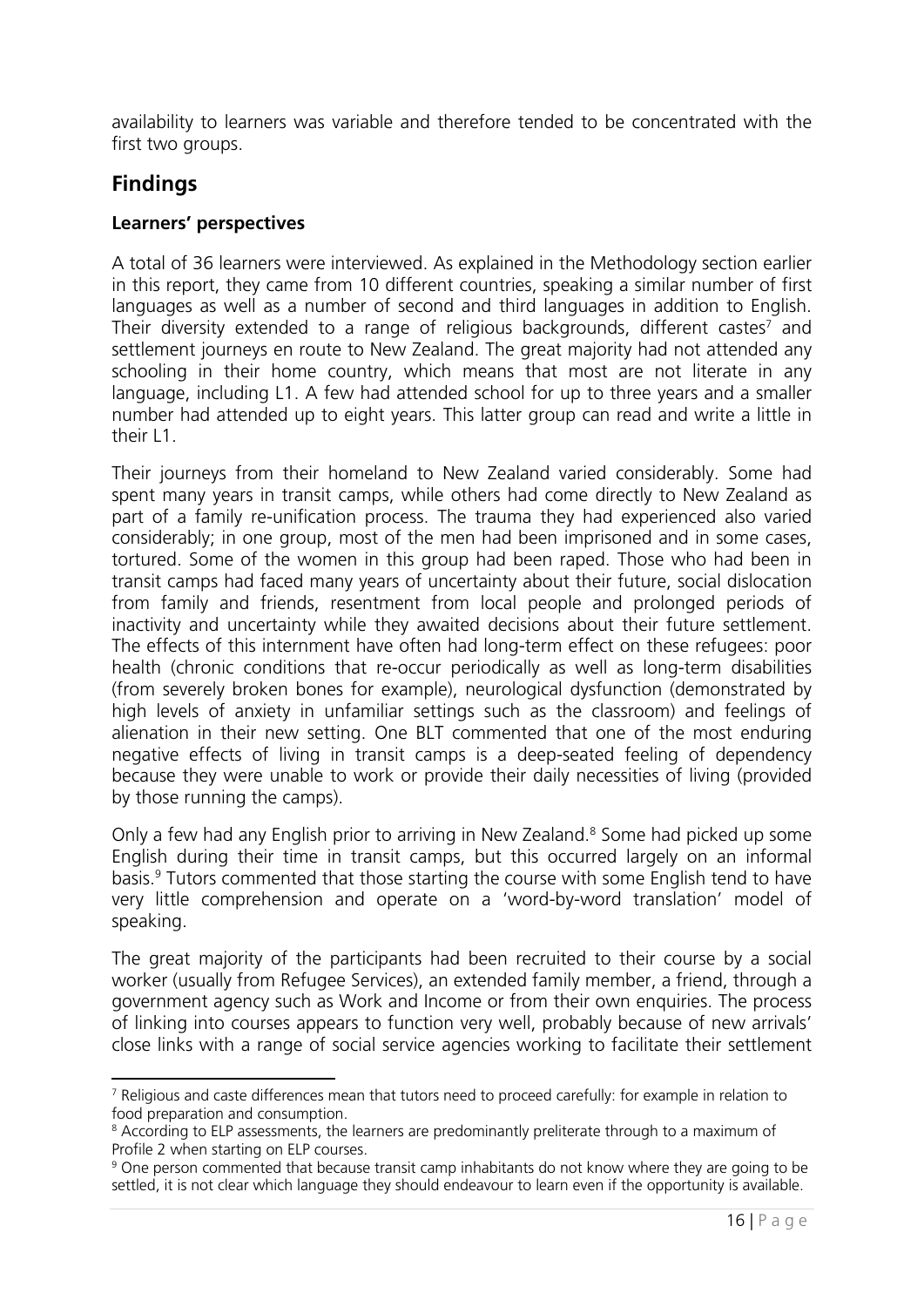availability to learners was variable and therefore tended to be concentrated with the first two groups.

## Findings

### Learners' perspectives

A total of 36 learners were interviewed. As explained in the Methodology section earlier in this report, they came from 10 different countries, speaking a similar number of first languages as well as a number of second and third languages in addition to English. Their diversity extended to a range of religious backgrounds, different castes[7] and settlement journeys en route to New Zealand. The great majority had not attended any schooling in their home country, which means that most are not literate in any language, including L1. A few had attended school for up to three years and a smaller number had attended up to eight years. This latter group can read and write a little in their L1.

Their journeys from their homeland to New Zealand varied considerably. Some had spent many years in transit camps, while others had come directly to New Zealand as part of a family re-unification process. The trauma they had experienced also varied considerably; in one group, most of the men had been imprisoned and in some cases, tortured. Some of the women in this group had been raped. Those who had been in transit camps had faced many years of uncertainty about their future, social dislocation from family and friends, resentment from local people and prolonged periods of inactivity and uncertainty while they awaited decisions about their future settlement. The effects of this internment have often had long-term effect on these refugees: poor health (chronic conditions that re-occur periodically as well as long-term disabilities (from severely broken bones for example), neurological dysfunction (demonstrated by high levels of anxiety in unfamiliar settings such as the classroom) and feelings of alienation in their new setting. One BLT commented that one of the most enduring negative effects of living in transit camps is a deep-seated feeling of dependency because they were unable to work or provide their daily necessities of living (provided by those running the camps).

Only a few had any English prior to arriving in New Zealand.[8] Some had picked up some English during their time in transit camps, but this occurred largely on an informal basis.[9] Tutors commented that those starting the course with some English tend to have very little comprehension and operate on a 'word-by-word translation' model of speaking.

The great majority of the participants had been recruited to their course by a social worker (usually from Refugee Services), an extended family member, a friend, through a government agency such as Work and Income or from their own enquiries. The process of linking into courses appears to function very well, probably because of new arrivals' close links with a range of social service agencies working to facilitate their settlement

---

[7] Religious and caste differences mean that tutors need to proceed carefully: for example in relation to food preparation and consumption.

[8] According to ELP assessments, the learners are predominantly preliterate through to a maximum of Profile 2 when starting on ELP courses.

[9] One person commented that because transit camp inhabitants do not know where they are going to be settled, it is not clear which language they should endeavour to learn even if the opportunity is available.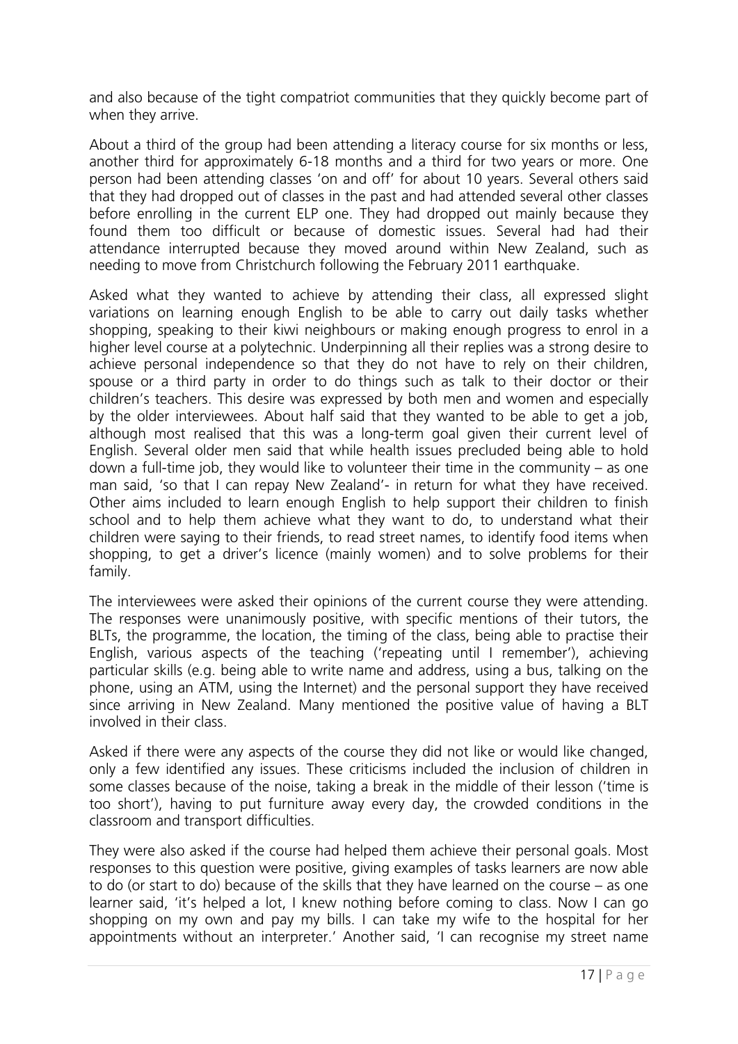and also because of the tight compatriot communities that they quickly become part of when they arrive.

About a third of the group had been attending a literacy course for six months or less, another third for approximately 6-18 months and a third for two years or more. One person had been attending classes 'on and off' for about 10 years. Several others said that they had dropped out of classes in the past and had attended several other classes before enrolling in the current ELP one. They had dropped out mainly because they found them too difficult or because of domestic issues. Several had had their attendance interrupted because they moved around within New Zealand, such as needing to move from Christchurch following the February 2011 earthquake.

Asked what they wanted to achieve by attending their class, all expressed slight variations on learning enough English to be able to carry out daily tasks whether shopping, speaking to their kiwi neighbours or making enough progress to enrol in a higher level course at a polytechnic. Underpinning all their replies was a strong desire to achieve personal independence so that they do not have to rely on their children, spouse or a third party in order to do things such as talk to their doctor or their children's teachers. This desire was expressed by both men and women and especially by the older interviewees. About half said that they wanted to be able to get a job, although most realised that this was a long-term goal given their current level of English. Several older men said that while health issues precluded being able to hold down a full-time job, they would like to volunteer their time in the community – as one man said, 'so that I can repay New Zealand'- in return for what they have received. Other aims included to learn enough English to help support their children to finish school and to help them achieve what they want to do, to understand what their children were saying to their friends, to read street names, to identify food items when shopping, to get a driver's licence (mainly women) and to solve problems for their family.

The interviewees were asked their opinions of the current course they were attending. The responses were unanimously positive, with specific mentions of their tutors, the BLTs, the programme, the location, the timing of the class, being able to practise their English, various aspects of the teaching ('repeating until I remember'), achieving particular skills (e.g. being able to write name and address, using a bus, talking on the phone, using an ATM, using the Internet) and the personal support they have received since arriving in New Zealand. Many mentioned the positive value of having a BLT involved in their class.

Asked if there were any aspects of the course they did not like or would like changed, only a few identified any issues. These criticisms included the inclusion of children in some classes because of the noise, taking a break in the middle of their lesson ('time is too short'), having to put furniture away every day, the crowded conditions in the classroom and transport difficulties.

They were also asked if the course had helped them achieve their personal goals. Most responses to this question were positive, giving examples of tasks learners are now able to do (or start to do) because of the skills that they have learned on the course – as one learner said, 'it's helped a lot, I knew nothing before coming to class. Now I can go shopping on my own and pay my bills. I can take my wife to the hospital for her appointments without an interpreter.' Another said, 'I can recognise my street name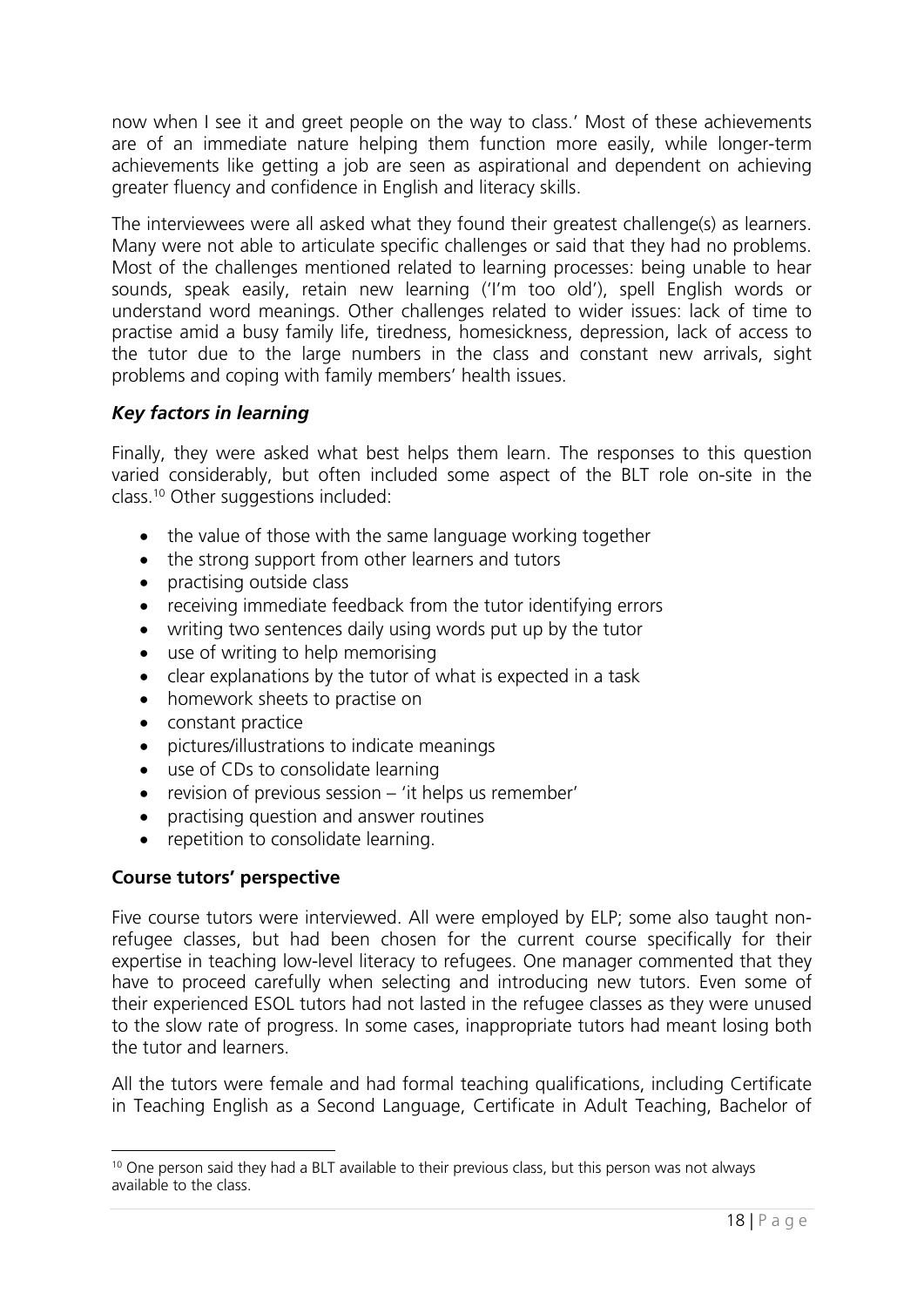now when I see it and greet people on the way to class.' Most of these achievements are of an immediate nature helping them function more easily, while longer-term achievements like getting a job are seen as aspirational and dependent on achieving greater fluency and confidence in English and literacy skills.

The interviewees were all asked what they found their greatest challenge(s) as learners. Many were not able to articulate specific challenges or said that they had no problems. Most of the challenges mentioned related to learning processes: being unable to hear sounds, speak easily, retain new learning ('I'm too old'), spell English words or understand word meanings. Other challenges related to wider issues: lack of time to practise amid a busy family life, tiredness, homesickness, depression, lack of access to the tutor due to the large numbers in the class and constant new arrivals, sight problems and coping with family members' health issues.

### *Key factors in learning*

Finally, they were asked what best helps them learn. The responses to this question varied considerably, but often included some aspect of the BLT role on-site in the class.[10] Other suggestions included:

- the value of those with the same language working together
- the strong support from other learners and tutors
- practising outside class
- receiving immediate feedback from the tutor identifying errors
- writing two sentences daily using words put up by the tutor
- use of writing to help memorising
- clear explanations by the tutor of what is expected in a task
- homework sheets to practise on
- constant practice
- pictures/illustrations to indicate meanings
- use of CDs to consolidate learning
- revision of previous session – 'it helps us remember'
- practising question and answer routines
- repetition to consolidate learning.

#### **Course tutors' perspective**

Five course tutors were interviewed. All were employed by ELP; some also taught non-refugee classes, but had been chosen for the current course specifically for their expertise in teaching low-level literacy to refugees. One manager commented that they have to proceed carefully when selecting and introducing new tutors. Even some of their experienced ESOL tutors had not lasted in the refugee classes as they were unused to the slow rate of progress. In some cases, inappropriate tutors had meant losing both the tutor and learners.

All the tutors were female and had formal teaching qualifications, including Certificate in Teaching English as a Second Language, Certificate in Adult Teaching, Bachelor of

---

[10] One person said they had a BLT available to their previous class, but this person was not always available to the class.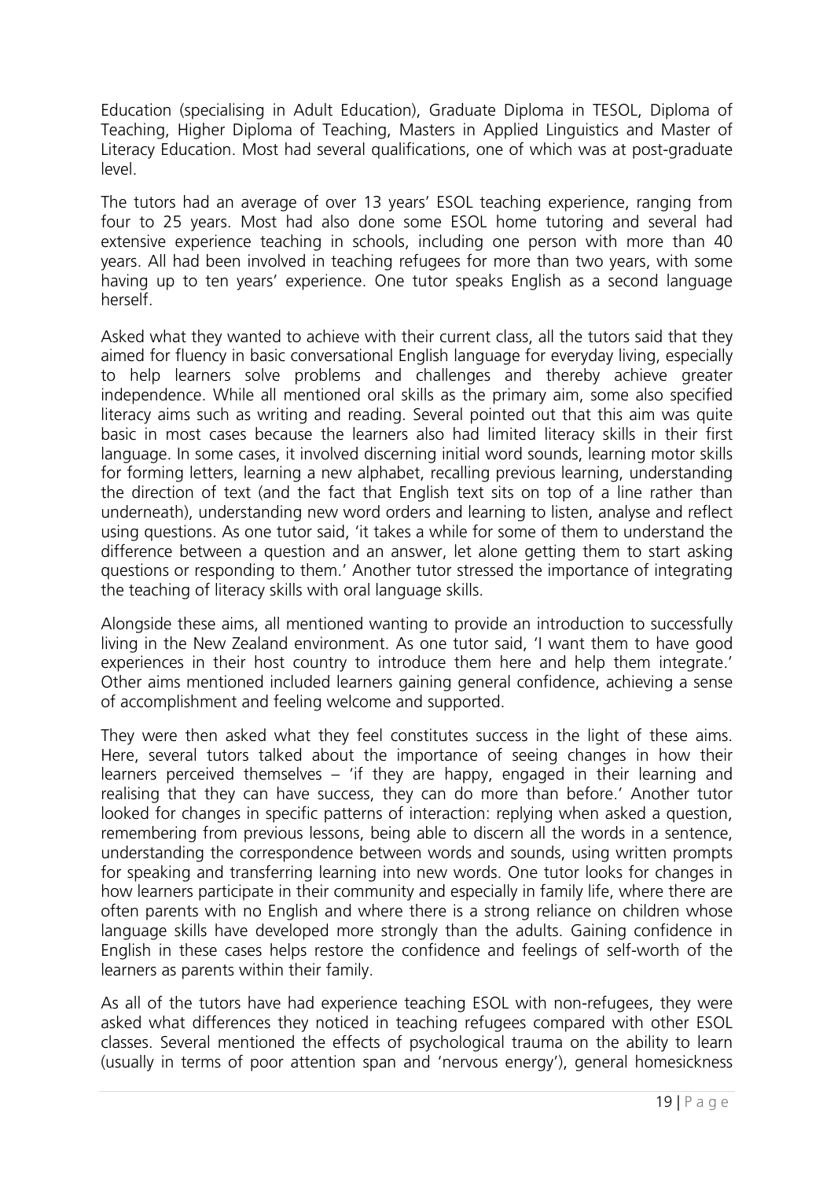Education (specialising in Adult Education), Graduate Diploma in TESOL, Diploma of Teaching, Higher Diploma of Teaching, Masters in Applied Linguistics and Master of Literacy Education. Most had several qualifications, one of which was at post-graduate level.

The tutors had an average of over 13 years' ESOL teaching experience, ranging from four to 25 years. Most had also done some ESOL home tutoring and several had extensive experience teaching in schools, including one person with more than 40 years. All had been involved in teaching refugees for more than two years, with some having up to ten years' experience. One tutor speaks English as a second language herself.

Asked what they wanted to achieve with their current class, all the tutors said that they aimed for fluency in basic conversational English language for everyday living, especially to help learners solve problems and challenges and thereby achieve greater independence. While all mentioned oral skills as the primary aim, some also specified literacy aims such as writing and reading. Several pointed out that this aim was quite basic in most cases because the learners also had limited literacy skills in their first language. In some cases, it involved discerning initial word sounds, learning motor skills for forming letters, learning a new alphabet, recalling previous learning, understanding the direction of text (and the fact that English text sits on top of a line rather than underneath), understanding new word orders and learning to listen, analyse and reflect using questions. As one tutor said, 'it takes a while for some of them to understand the difference between a question and an answer, let alone getting them to start asking questions or responding to them.' Another tutor stressed the importance of integrating the teaching of literacy skills with oral language skills.

Alongside these aims, all mentioned wanting to provide an introduction to successfully living in the New Zealand environment. As one tutor said, 'I want them to have good experiences in their host country to introduce them here and help them integrate.' Other aims mentioned included learners gaining general confidence, achieving a sense of accomplishment and feeling welcome and supported.

They were then asked what they feel constitutes success in the light of these aims. Here, several tutors talked about the importance of seeing changes in how their learners perceived themselves – 'if they are happy, engaged in their learning and realising that they can have success, they can do more than before.' Another tutor looked for changes in specific patterns of interaction: replying when asked a question, remembering from previous lessons, being able to discern all the words in a sentence, understanding the correspondence between words and sounds, using written prompts for speaking and transferring learning into new words. One tutor looks for changes in how learners participate in their community and especially in family life, where there are often parents with no English and where there is a strong reliance on children whose language skills have developed more strongly than the adults. Gaining confidence in English in these cases helps restore the confidence and feelings of self-worth of the learners as parents within their family.

As all of the tutors have had experience teaching ESOL with non-refugees, they were asked what differences they noticed in teaching refugees compared with other ESOL classes. Several mentioned the effects of psychological trauma on the ability to learn (usually in terms of poor attention span and 'nervous energy'), general homesickness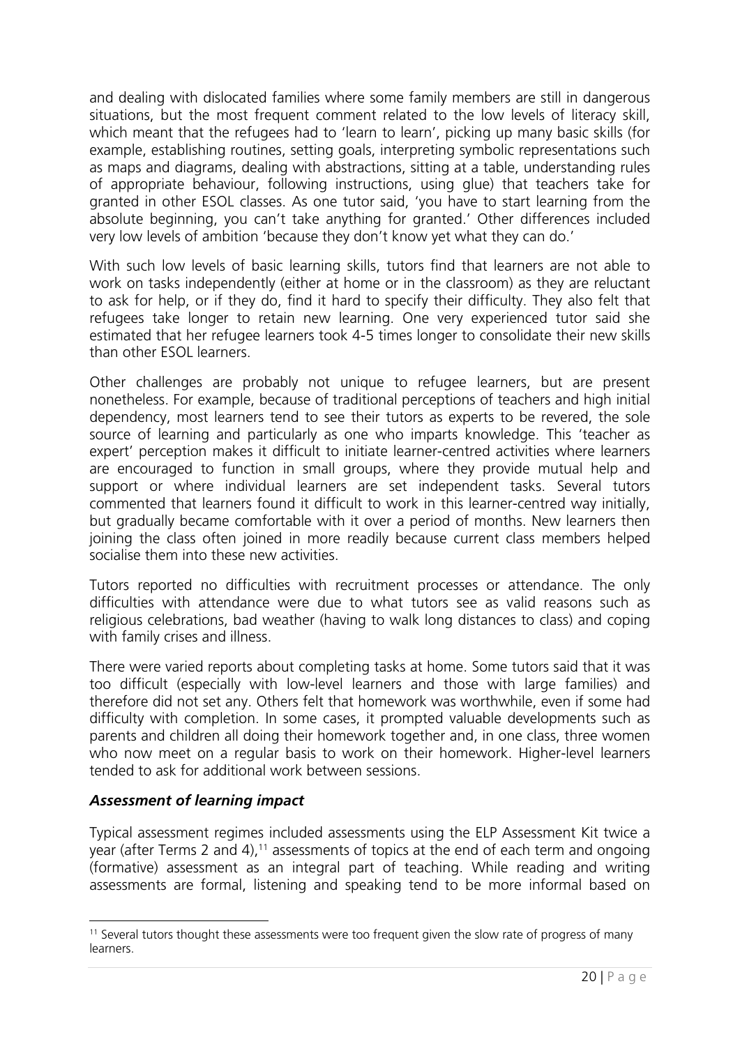and dealing with dislocated families where some family members are still in dangerous situations, but the most frequent comment related to the low levels of literacy skill, which meant that the refugees had to 'learn to learn', picking up many basic skills (for example, establishing routines, setting goals, interpreting symbolic representations such as maps and diagrams, dealing with abstractions, sitting at a table, understanding rules of appropriate behaviour, following instructions, using glue) that teachers take for granted in other ESOL classes. As one tutor said, 'you have to start learning from the absolute beginning, you can't take anything for granted.' Other differences included very low levels of ambition 'because they don't know yet what they can do.'

With such low levels of basic learning skills, tutors find that learners are not able to work on tasks independently (either at home or in the classroom) as they are reluctant to ask for help, or if they do, find it hard to specify their difficulty. They also felt that refugees take longer to retain new learning. One very experienced tutor said she estimated that her refugee learners took 4-5 times longer to consolidate their new skills than other ESOL learners.

Other challenges are probably not unique to refugee learners, but are present nonetheless. For example, because of traditional perceptions of teachers and high initial dependency, most learners tend to see their tutors as experts to be revered, the sole source of learning and particularly as one who imparts knowledge. This 'teacher as expert' perception makes it difficult to initiate learner-centred activities where learners are encouraged to function in small groups, where they provide mutual help and support or where individual learners are set independent tasks. Several tutors commented that learners found it difficult to work in this learner-centred way initially, but gradually became comfortable with it over a period of months. New learners then joining the class often joined in more readily because current class members helped socialise them into these new activities.

Tutors reported no difficulties with recruitment processes or attendance. The only difficulties with attendance were due to what tutors see as valid reasons such as religious celebrations, bad weather (having to walk long distances to class) and coping with family crises and illness.

There were varied reports about completing tasks at home. Some tutors said that it was too difficult (especially with low-level learners and those with large families) and therefore did not set any. Others felt that homework was worthwhile, even if some had difficulty with completion. In some cases, it prompted valuable developments such as parents and children all doing their homework together and, in one class, three women who now meet on a regular basis to work on their homework. Higher-level learners tended to ask for additional work between sessions.

### *Assessment of learning impact*

Typical assessment regimes included assessments using the ELP Assessment Kit twice a year (after Terms 2 and 4),[11] assessments of topics at the end of each term and ongoing (formative) assessment as an integral part of teaching. While reading and writing assessments are formal, listening and speaking tend to be more informal based on

[11] Several tutors thought these assessments were too frequent given the slow rate of progress of many learners.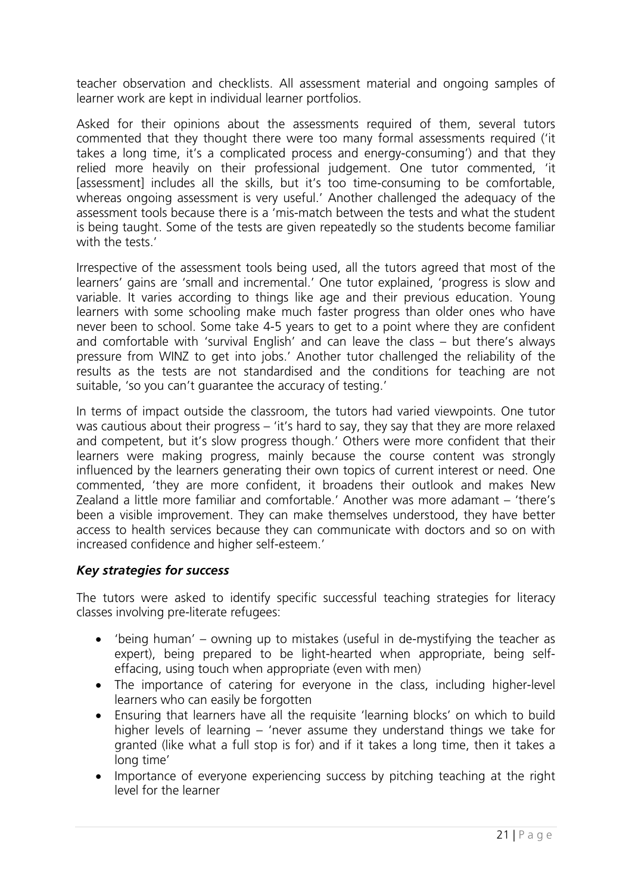teacher observation and checklists. All assessment material and ongoing samples of learner work are kept in individual learner portfolios.

Asked for their opinions about the assessments required of them, several tutors commented that they thought there were too many formal assessments required ('it takes a long time, it's a complicated process and energy-consuming') and that they relied more heavily on their professional judgement. One tutor commented, 'it [assessment] includes all the skills, but it's too time-consuming to be comfortable, whereas ongoing assessment is very useful.' Another challenged the adequacy of the assessment tools because there is a 'mis-match between the tests and what the student is being taught. Some of the tests are given repeatedly so the students become familiar with the tests.'

Irrespective of the assessment tools being used, all the tutors agreed that most of the learners' gains are 'small and incremental.' One tutor explained, 'progress is slow and variable. It varies according to things like age and their previous education. Young learners with some schooling make much faster progress than older ones who have never been to school. Some take 4-5 years to get to a point where they are confident and comfortable with 'survival English' and can leave the class – but there's always pressure from WINZ to get into jobs.' Another tutor challenged the reliability of the results as the tests are not standardised and the conditions for teaching are not suitable, 'so you can't guarantee the accuracy of testing.'

In terms of impact outside the classroom, the tutors had varied viewpoints. One tutor was cautious about their progress – 'it's hard to say, they say that they are more relaxed and competent, but it's slow progress though.' Others were more confident that their learners were making progress, mainly because the course content was strongly influenced by the learners generating their own topics of current interest or need. One commented, 'they are more confident, it broadens their outlook and makes New Zealand a little more familiar and comfortable.' Another was more adamant – 'there's been a visible improvement. They can make themselves understood, they have better access to health services because they can communicate with doctors and so on with increased confidence and higher self-esteem.'

### *Key strategies for success*

The tutors were asked to identify specific successful teaching strategies for literacy classes involving pre-literate refugees:

- 'being human' – owning up to mistakes (useful in de-mystifying the teacher as expert), being prepared to be light-hearted when appropriate, being self-effacing, using touch when appropriate (even with men)
- The importance of catering for everyone in the class, including higher-level learners who can easily be forgotten
- Ensuring that learners have all the requisite 'learning blocks' on which to build higher levels of learning – 'never assume they understand things we take for granted (like what a full stop is for) and if it takes a long time, then it takes a long time'
- Importance of everyone experiencing success by pitching teaching at the right level for the learner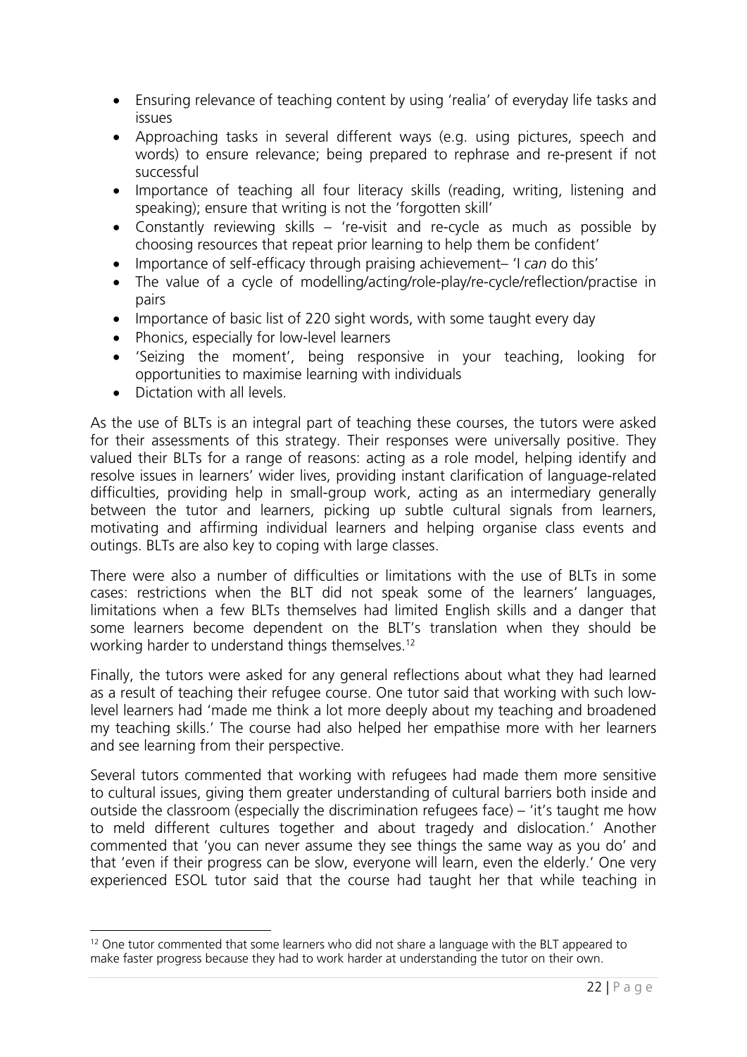- Ensuring relevance of teaching content by using 'realia' of everyday life tasks and issues
- Approaching tasks in several different ways (e.g. using pictures, speech and words) to ensure relevance; being prepared to rephrase and re-present if not successful
- Importance of teaching all four literacy skills (reading, writing, listening and speaking); ensure that writing is not the 'forgotten skill'
- Constantly reviewing skills – 're-visit and re-cycle as much as possible by choosing resources that repeat prior learning to help them be confident'
- Importance of self-efficacy through praising achievement– 'I *can* do this'
- The value of a cycle of modelling/acting/role-play/re-cycle/reflection/practise in pairs
- Importance of basic list of 220 sight words, with some taught every day
- Phonics, especially for low-level learners
- 'Seizing the moment', being responsive in your teaching, looking for opportunities to maximise learning with individuals
- Dictation with all levels.

As the use of BLTs is an integral part of teaching these courses, the tutors were asked for their assessments of this strategy. Their responses were universally positive. They valued their BLTs for a range of reasons: acting as a role model, helping identify and resolve issues in learners' wider lives, providing instant clarification of language-related difficulties, providing help in small-group work, acting as an intermediary generally between the tutor and learners, picking up subtle cultural signals from learners, motivating and affirming individual learners and helping organise class events and outings. BLTs are also key to coping with large classes.

There were also a number of difficulties or limitations with the use of BLTs in some cases: restrictions when the BLT did not speak some of the learners' languages, limitations when a few BLTs themselves had limited English skills and a danger that some learners become dependent on the BLT's translation when they should be working harder to understand things themselves.[12]

Finally, the tutors were asked for any general reflections about what they had learned as a result of teaching their refugee course. One tutor said that working with such low-level learners had 'made me think a lot more deeply about my teaching and broadened my teaching skills.' The course had also helped her empathise more with her learners and see learning from their perspective.

Several tutors commented that working with refugees had made them more sensitive to cultural issues, giving them greater understanding of cultural barriers both inside and outside the classroom (especially the discrimination refugees face) – 'it's taught me how to meld different cultures together and about tragedy and dislocation.' Another commented that 'you can never assume they see things the same way as you do' and that 'even if their progress can be slow, everyone will learn, even the elderly.' One very experienced ESOL tutor said that the course had taught her that while teaching in

[12] One tutor commented that some learners who did not share a language with the BLT appeared to make faster progress because they had to work harder at understanding the tutor on their own.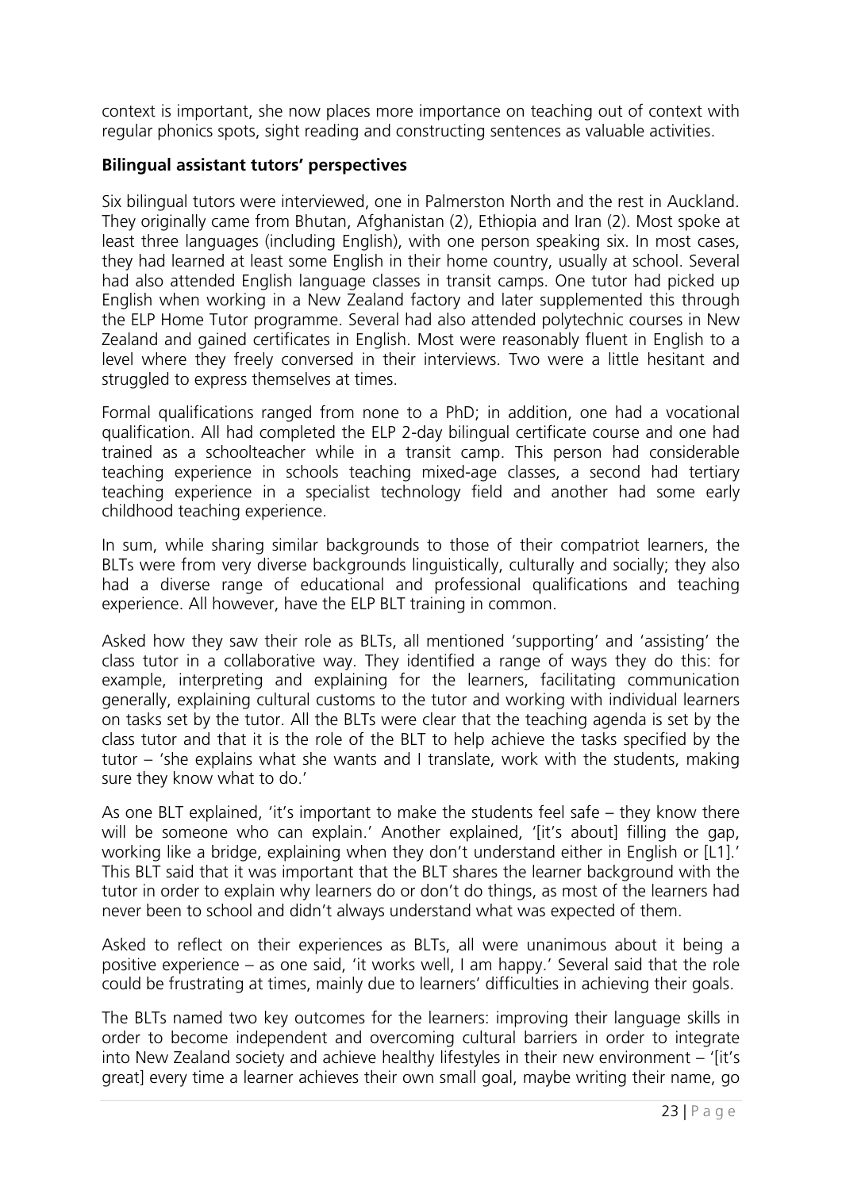context is important, she now places more importance on teaching out of context with regular phonics spots, sight reading and constructing sentences as valuable activities.

### Bilingual assistant tutors' perspectives

Six bilingual tutors were interviewed, one in Palmerston North and the rest in Auckland. They originally came from Bhutan, Afghanistan (2), Ethiopia and Iran (2). Most spoke at least three languages (including English), with one person speaking six. In most cases, they had learned at least some English in their home country, usually at school. Several had also attended English language classes in transit camps. One tutor had picked up English when working in a New Zealand factory and later supplemented this through the ELP Home Tutor programme. Several had also attended polytechnic courses in New Zealand and gained certificates in English. Most were reasonably fluent in English to a level where they freely conversed in their interviews. Two were a little hesitant and struggled to express themselves at times.

Formal qualifications ranged from none to a PhD; in addition, one had a vocational qualification. All had completed the ELP 2-day bilingual certificate course and one had trained as a schoolteacher while in a transit camp. This person had considerable teaching experience in schools teaching mixed-age classes, a second had tertiary teaching experience in a specialist technology field and another had some early childhood teaching experience.

In sum, while sharing similar backgrounds to those of their compatriot learners, the BLTs were from very diverse backgrounds linguistically, culturally and socially; they also had a diverse range of educational and professional qualifications and teaching experience. All however, have the ELP BLT training in common.

Asked how they saw their role as BLTs, all mentioned 'supporting' and 'assisting' the class tutor in a collaborative way. They identified a range of ways they do this: for example, interpreting and explaining for the learners, facilitating communication generally, explaining cultural customs to the tutor and working with individual learners on tasks set by the tutor. All the BLTs were clear that the teaching agenda is set by the class tutor and that it is the role of the BLT to help achieve the tasks specified by the tutor – 'she explains what she wants and I translate, work with the students, making sure they know what to do.'

As one BLT explained, 'it's important to make the students feel safe – they know there will be someone who can explain.' Another explained, '[it's about] filling the gap, working like a bridge, explaining when they don't understand either in English or [L1].' This BLT said that it was important that the BLT shares the learner background with the tutor in order to explain why learners do or don't do things, as most of the learners had never been to school and didn't always understand what was expected of them.

Asked to reflect on their experiences as BLTs, all were unanimous about it being a positive experience – as one said, 'it works well, I am happy.' Several said that the role could be frustrating at times, mainly due to learners' difficulties in achieving their goals.

The BLTs named two key outcomes for the learners: improving their language skills in order to become independent and overcoming cultural barriers in order to integrate into New Zealand society and achieve healthy lifestyles in their new environment – '[it's great] every time a learner achieves their own small goal, maybe writing their name, go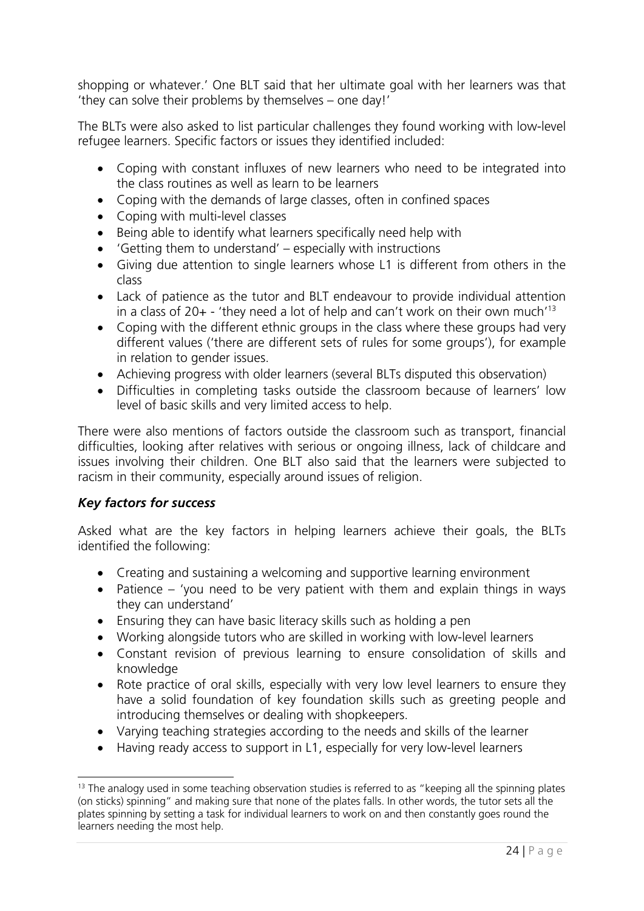shopping or whatever.' One BLT said that her ultimate goal with her learners was that 'they can solve their problems by themselves – one day!'

The BLTs were also asked to list particular challenges they found working with low-level refugee learners. Specific factors or issues they identified included:

- Coping with constant influxes of new learners who need to be integrated into the class routines as well as learn to be learners
- Coping with the demands of large classes, often in confined spaces
- Coping with multi-level classes
- Being able to identify what learners specifically need help with
- 'Getting them to understand' – especially with instructions
- Giving due attention to single learners whose L1 is different from others in the class
- Lack of patience as the tutor and BLT endeavour to provide individual attention in a class of 20+ - 'they need a lot of help and can't work on their own much'[13]
- Coping with the different ethnic groups in the class where these groups had very different values ('there are different sets of rules for some groups'), for example in relation to gender issues.
- Achieving progress with older learners (several BLTs disputed this observation)
- Difficulties in completing tasks outside the classroom because of learners' low level of basic skills and very limited access to help.

There were also mentions of factors outside the classroom such as transport, financial difficulties, looking after relatives with serious or ongoing illness, lack of childcare and issues involving their children. One BLT also said that the learners were subjected to racism in their community, especially around issues of religion.

### *Key factors for success*

Asked what are the key factors in helping learners achieve their goals, the BLTs identified the following:

- Creating and sustaining a welcoming and supportive learning environment
- Patience – 'you need to be very patient with them and explain things in ways they can understand'
- Ensuring they can have basic literacy skills such as holding a pen
- Working alongside tutors who are skilled in working with low-level learners
- Constant revision of previous learning to ensure consolidation of skills and knowledge
- Rote practice of oral skills, especially with very low level learners to ensure they have a solid foundation of key foundation skills such as greeting people and introducing themselves or dealing with shopkeepers.
- Varying teaching strategies according to the needs and skills of the learner
- Having ready access to support in L1, especially for very low-level learners

[13] The analogy used in some teaching observation studies is referred to as "keeping all the spinning plates (on sticks) spinning" and making sure that none of the plates falls. In other words, the tutor sets all the plates spinning by setting a task for individual learners to work on and then constantly goes round the learners needing the most help.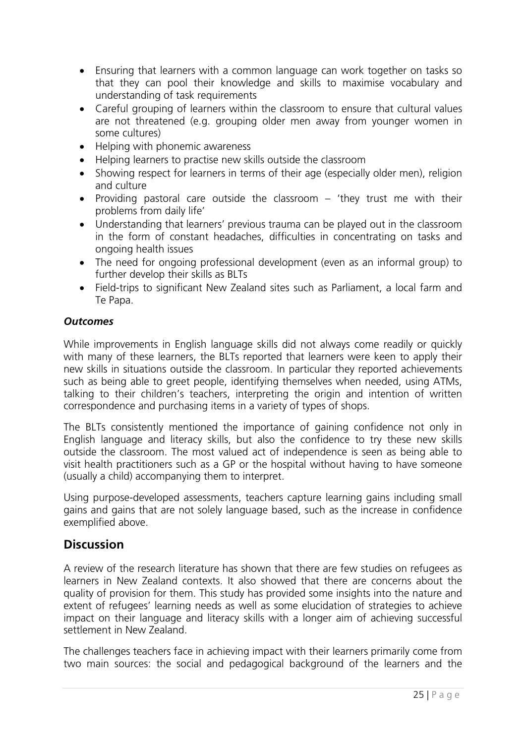- Ensuring that learners with a common language can work together on tasks so that they can pool their knowledge and skills to maximise vocabulary and understanding of task requirements
- Careful grouping of learners within the classroom to ensure that cultural values are not threatened (e.g. grouping older men away from younger women in some cultures)
- Helping with phonemic awareness
- Helping learners to practise new skills outside the classroom
- Showing respect for learners in terms of their age (especially older men), religion and culture
- Providing pastoral care outside the classroom – 'they trust me with their problems from daily life'
- Understanding that learners' previous trauma can be played out in the classroom in the form of constant headaches, difficulties in concentrating on tasks and ongoing health issues
- The need for ongoing professional development (even as an informal group) to further develop their skills as BLTs
- Field-trips to significant New Zealand sites such as Parliament, a local farm and Te Papa.

***Outcomes***

While improvements in English language skills did not always come readily or quickly with many of these learners, the BLTs reported that learners were keen to apply their new skills in situations outside the classroom. In particular they reported achievements such as being able to greet people, identifying themselves when needed, using ATMs, talking to their children's teachers, interpreting the origin and intention of written correspondence and purchasing items in a variety of types of shops.

The BLTs consistently mentioned the importance of gaining confidence not only in English language and literacy skills, but also the confidence to try these new skills outside the classroom. The most valued act of independence is seen as being able to visit health practitioners such as a GP or the hospital without having to have someone (usually a child) accompanying them to interpret.

Using purpose-developed assessments, teachers capture learning gains including small gains and gains that are not solely language based, such as the increase in confidence exemplified above.

## Discussion

A review of the research literature has shown that there are few studies on refugees as learners in New Zealand contexts. It also showed that there are concerns about the quality of provision for them. This study has provided some insights into the nature and extent of refugees' learning needs as well as some elucidation of strategies to achieve impact on their language and literacy skills with a longer aim of achieving successful settlement in New Zealand.

The challenges teachers face in achieving impact with their learners primarily come from two main sources: the social and pedagogical background of the learners and the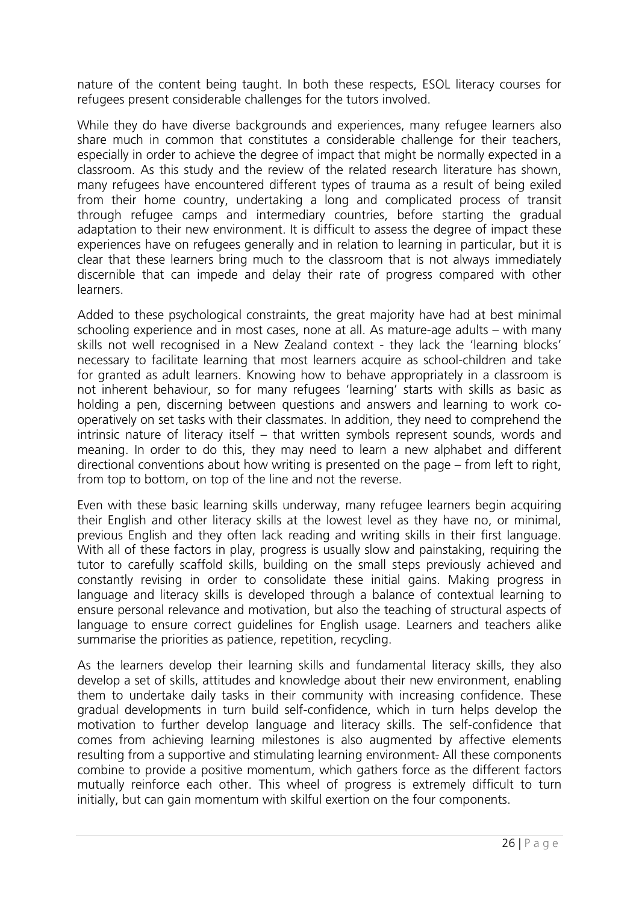nature of the content being taught. In both these respects, ESOL literacy courses for refugees present considerable challenges for the tutors involved.

While they do have diverse backgrounds and experiences, many refugee learners also share much in common that constitutes a considerable challenge for their teachers, especially in order to achieve the degree of impact that might be normally expected in a classroom. As this study and the review of the related research literature has shown, many refugees have encountered different types of trauma as a result of being exiled from their home country, undertaking a long and complicated process of transit through refugee camps and intermediary countries, before starting the gradual adaptation to their new environment. It is difficult to assess the degree of impact these experiences have on refugees generally and in relation to learning in particular, but it is clear that these learners bring much to the classroom that is not always immediately discernible that can impede and delay their rate of progress compared with other learners.

Added to these psychological constraints, the great majority have had at best minimal schooling experience and in most cases, none at all. As mature-age adults – with many skills not well recognised in a New Zealand context - they lack the 'learning blocks' necessary to facilitate learning that most learners acquire as school-children and take for granted as adult learners. Knowing how to behave appropriately in a classroom is not inherent behaviour, so for many refugees 'learning' starts with skills as basic as holding a pen, discerning between questions and answers and learning to work co-operatively on set tasks with their classmates. In addition, they need to comprehend the intrinsic nature of literacy itself – that written symbols represent sounds, words and meaning. In order to do this, they may need to learn a new alphabet and different directional conventions about how writing is presented on the page – from left to right, from top to bottom, on top of the line and not the reverse.

Even with these basic learning skills underway, many refugee learners begin acquiring their English and other literacy skills at the lowest level as they have no, or minimal, previous English and they often lack reading and writing skills in their first language. With all of these factors in play, progress is usually slow and painstaking, requiring the tutor to carefully scaffold skills, building on the small steps previously achieved and constantly revising in order to consolidate these initial gains. Making progress in language and literacy skills is developed through a balance of contextual learning to ensure personal relevance and motivation, but also the teaching of structural aspects of language to ensure correct guidelines for English usage. Learners and teachers alike summarise the priorities as patience, repetition, recycling.

As the learners develop their learning skills and fundamental literacy skills, they also develop a set of skills, attitudes and knowledge about their new environment, enabling them to undertake daily tasks in their community with increasing confidence. These gradual developments in turn build self-confidence, which in turn helps develop the motivation to further develop language and literacy skills. The self-confidence that comes from achieving learning milestones is also augmented by affective elements resulting from a supportive and stimulating learning environment. All these components combine to provide a positive momentum, which gathers force as the different factors mutually reinforce each other. This wheel of progress is extremely difficult to turn initially, but can gain momentum with skilful exertion on the four components.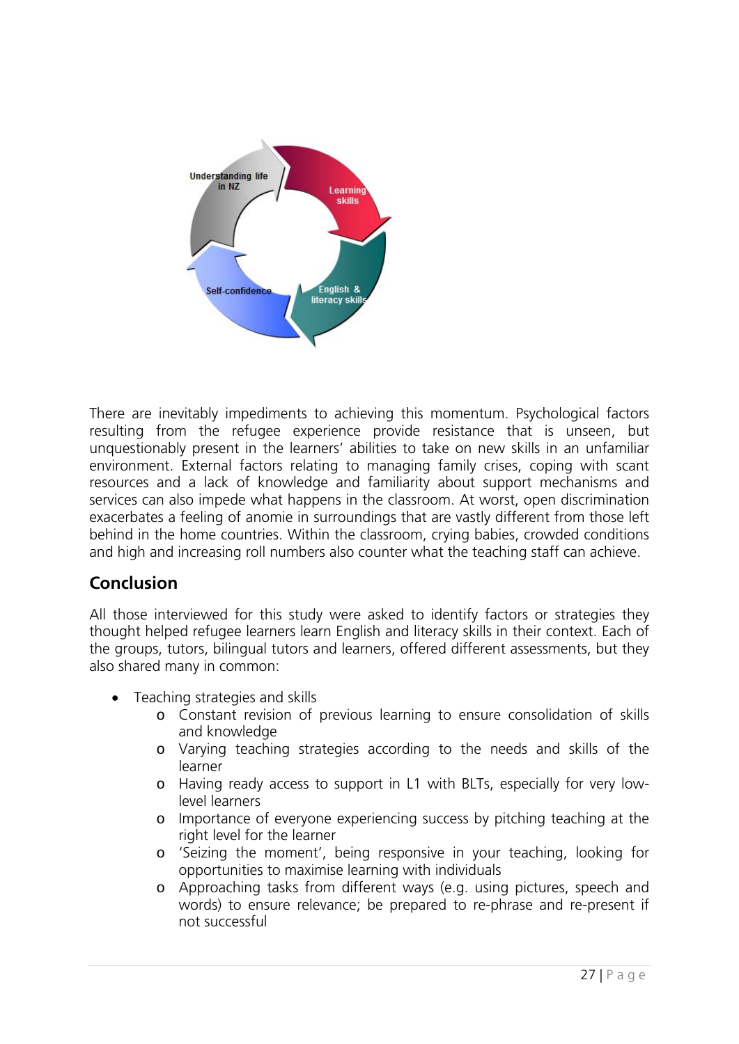There are inevitably impediments to achieving this momentum. Psychological factors resulting from the refugee experience provide resistance that is unseen, but unquestionably present in the learners' abilities to take on new skills in an unfamiliar environment. External factors relating to managing family crises, coping with scant resources and a lack of knowledge and familiarity about support mechanisms and services can also impede what happens in the classroom. At worst, open discrimination exacerbates a feeling of anomie in surroundings that are vastly different from those left behind in the home countries. Within the classroom, crying babies, crowded conditions and high and increasing roll numbers also counter what the teaching staff can achieve.

## Conclusion

All those interviewed for this study were asked to identify factors or strategies they thought helped refugee learners learn English and literacy skills in their context. Each of the groups, tutors, bilingual tutors and learners, offered different assessments, but they also shared many in common:

- Teaching strategies and skills
  - Constant revision of previous learning to ensure consolidation of skills and knowledge
  - Varying teaching strategies according to the needs and skills of the learner
  - Having ready access to support in L1 with BLTs, especially for very low-level learners
  - Importance of everyone experiencing success by pitching teaching at the right level for the learner
  - 'Seizing the moment', being responsive in your teaching, looking for opportunities to maximise learning with individuals
  - Approaching tasks from different ways (e.g. using pictures, speech and words) to ensure relevance; be prepared to re-phrase and re-present if not successful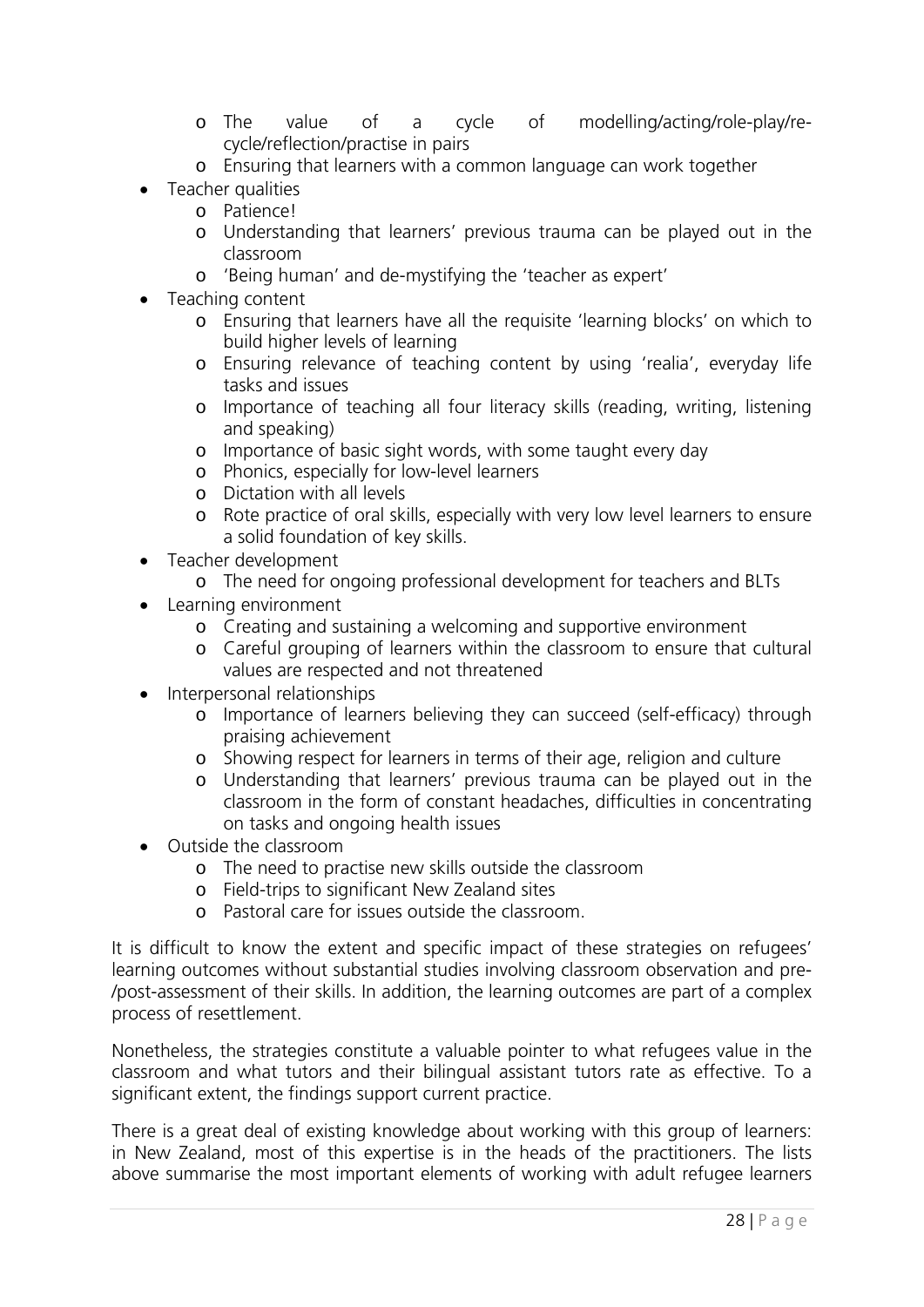- The value of a cycle of modelling/acting/role-play/re-cycle/reflection/practise in pairs
    - Ensuring that learners with a common language can work together
- Teacher qualities
    - Patience!
    - Understanding that learners' previous trauma can be played out in the classroom
    - 'Being human' and de-mystifying the 'teacher as expert'
- Teaching content
    - Ensuring that learners have all the requisite 'learning blocks' on which to build higher levels of learning
    - Ensuring relevance of teaching content by using 'realia', everyday life tasks and issues
    - Importance of teaching all four literacy skills (reading, writing, listening and speaking)
    - Importance of basic sight words, with some taught every day
    - Phonics, especially for low-level learners
    - Dictation with all levels
    - Rote practice of oral skills, especially with very low level learners to ensure a solid foundation of key skills.
- Teacher development
    - The need for ongoing professional development for teachers and BLTs
- Learning environment
    - Creating and sustaining a welcoming and supportive environment
    - Careful grouping of learners within the classroom to ensure that cultural values are respected and not threatened
- Interpersonal relationships
    - Importance of learners believing they can succeed (self-efficacy) through praising achievement
    - Showing respect for learners in terms of their age, religion and culture
    - Understanding that learners' previous trauma can be played out in the classroom in the form of constant headaches, difficulties in concentrating on tasks and ongoing health issues
- Outside the classroom
    - The need to practise new skills outside the classroom
    - Field-trips to significant New Zealand sites
    - Pastoral care for issues outside the classroom.

It is difficult to know the extent and specific impact of these strategies on refugees' learning outcomes without substantial studies involving classroom observation and pre-/post-assessment of their skills. In addition, the learning outcomes are part of a complex process of resettlement.

Nonetheless, the strategies constitute a valuable pointer to what refugees value in the classroom and what tutors and their bilingual assistant tutors rate as effective. To a significant extent, the findings support current practice.

There is a great deal of existing knowledge about working with this group of learners: in New Zealand, most of this expertise is in the heads of the practitioners. The lists above summarise the most important elements of working with adult refugee learners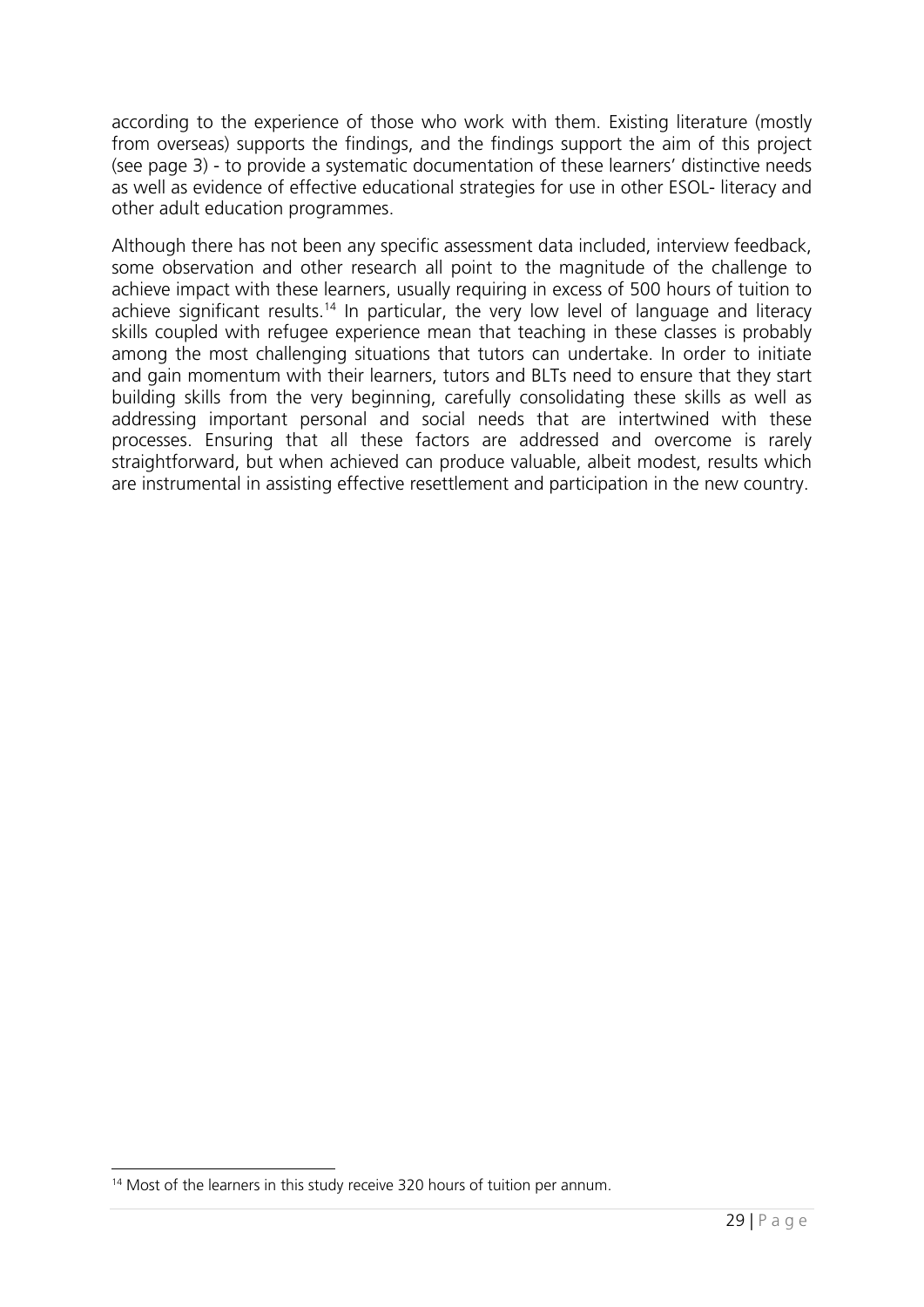according to the experience of those who work with them. Existing literature (mostly from overseas) supports the findings, and the findings support the aim of this project (see page 3) - to provide a systematic documentation of these learners' distinctive needs as well as evidence of effective educational strategies for use in other ESOL- literacy and other adult education programmes.

Although there has not been any specific assessment data included, interview feedback, some observation and other research all point to the magnitude of the challenge to achieve impact with these learners, usually requiring in excess of 500 hours of tuition to achieve significant results.[14] In particular, the very low level of language and literacy skills coupled with refugee experience mean that teaching in these classes is probably among the most challenging situations that tutors can undertake. In order to initiate and gain momentum with their learners, tutors and BLTs need to ensure that they start building skills from the very beginning, carefully consolidating these skills as well as addressing important personal and social needs that are intertwined with these processes. Ensuring that all these factors are addressed and overcome is rarely straightforward, but when achieved can produce valuable, albeit modest, results which are instrumental in assisting effective resettlement and participation in the new country.

[14] Most of the learners in this study receive 320 hours of tuition per annum.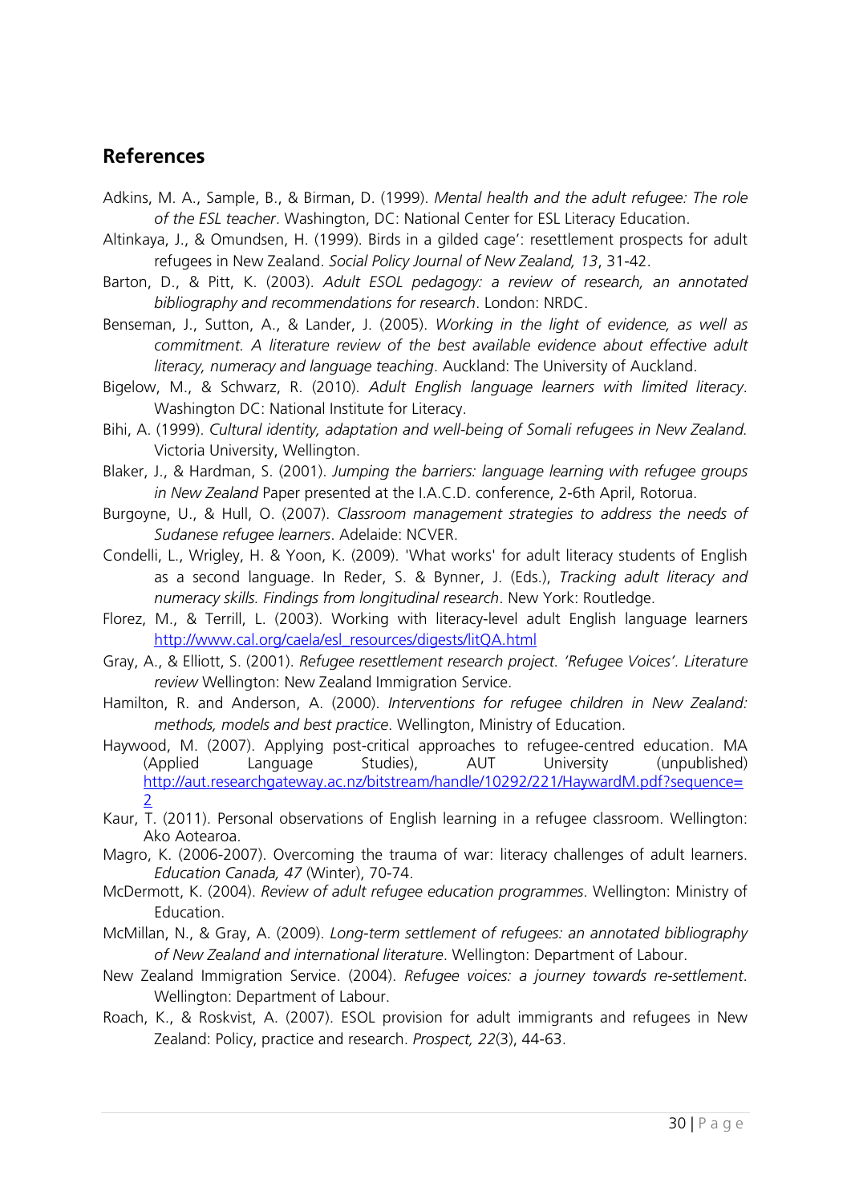## References

Adkins, M. A., Sample, B., & Birman, D. (1999). *Mental health and the adult refugee: The role of the ESL teacher*. Washington, DC: National Center for ESL Literacy Education.

Altinkaya, J., & Omundsen, H. (1999). Birds in a gilded cage': resettlement prospects for adult refugees in New Zealand. *Social Policy Journal of New Zealand, 13*, 31-42.

Barton, D., & Pitt, K. (2003). *Adult ESOL pedagogy: a review of research, an annotated bibliography and recommendations for research*. London: NRDC.

Benseman, J., Sutton, A., & Lander, J. (2005). *Working in the light of evidence, as well as commitment. A literature review of the best available evidence about effective adult literacy, numeracy and language teaching*. Auckland: The University of Auckland.

Bigelow, M., & Schwarz, R. (2010). *Adult English language learners with limited literacy*. Washington DC: National Institute for Literacy.

Bihi, A. (1999). *Cultural identity, adaptation and well-being of Somali refugees in New Zealand.* Victoria University, Wellington.

Blaker, J., & Hardman, S. (2001). *Jumping the barriers: language learning with refugee groups in New Zealand* Paper presented at the I.A.C.D. conference, 2-6th April, Rotorua.

Burgoyne, U., & Hull, O. (2007). *Classroom management strategies to address the needs of Sudanese refugee learners*. Adelaide: NCVER.

Condelli, L., Wrigley, H. & Yoon, K. (2009). 'What works' for adult literacy students of English as a second language. In Reder, S. & Bynner, J. (Eds.), *Tracking adult literacy and numeracy skills. Findings from longitudinal research*. New York: Routledge.

Florez, M., & Terrill, L. (2003). Working with literacy-level adult English language learners http://www.cal.org/caela/esl_resources/digests/litQA.html

Gray, A., & Elliott, S. (2001). *Refugee resettlement research project. 'Refugee Voices'. Literature review* Wellington: New Zealand Immigration Service.

Hamilton, R. and Anderson, A. (2000). *Interventions for refugee children in New Zealand: methods, models and best practice*. Wellington, Ministry of Education.

Haywood, M. (2007). Applying post-critical approaches to refugee-centred education. MA (Applied Language Studies), AUT University (unpublished) http://aut.researchgateway.ac.nz/bitstream/handle/10292/221/HaywardM.pdf?sequence=2

Kaur, T. (2011). Personal observations of English learning in a refugee classroom. Wellington: Ako Aotearoa.

Magro, K. (2006-2007). Overcoming the trauma of war: literacy challenges of adult learners. *Education Canada, 47* (Winter), 70-74.

McDermott, K. (2004). *Review of adult refugee education programmes*. Wellington: Ministry of Education.

McMillan, N., & Gray, A. (2009). *Long-term settlement of refugees: an annotated bibliography of New Zealand and international literature*. Wellington: Department of Labour.

New Zealand Immigration Service. (2004). *Refugee voices: a journey towards re-settlement*. Wellington: Department of Labour.

Roach, K., & Roskvist, A. (2007). ESOL provision for adult immigrants and refugees in New Zealand: Policy, practice and research. *Prospect, 22*(3), 44-63.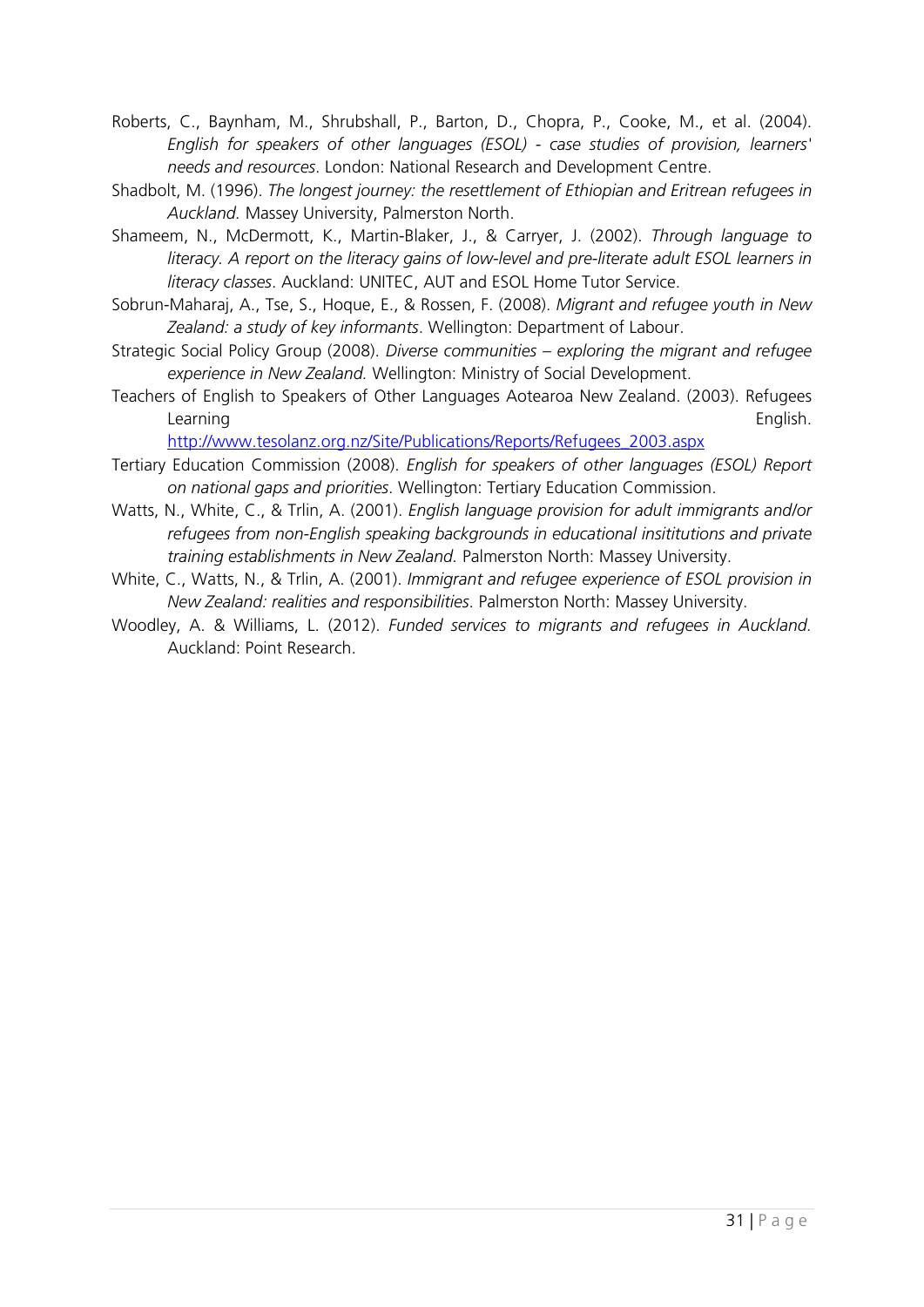Roberts, C., Baynham, M., Shrubshall, P., Barton, D., Chopra, P., Cooke, M., et al. (2004). *English for speakers of other languages (ESOL) - case studies of provision, learners' needs and resources*. London: National Research and Development Centre.

Shadbolt, M. (1996). *The longest journey: the resettlement of Ethiopian and Eritrean refugees in Auckland.* Massey University, Palmerston North.

Shameem, N., McDermott, K., Martin-Blaker, J., & Carryer, J. (2002). *Through language to literacy. A report on the literacy gains of low-level and pre-literate adult ESOL learners in literacy classes*. Auckland: UNITEC, AUT and ESOL Home Tutor Service.

Sobrun-Maharaj, A., Tse, S., Hoque, E., & Rossen, F. (2008). *Migrant and refugee youth in New Zealand: a study of key informants*. Wellington: Department of Labour.

Strategic Social Policy Group (2008). *Diverse communities – exploring the migrant and refugee experience in New Zealand.* Wellington: Ministry of Social Development.

Teachers of English to Speakers of Other Languages Aotearoa New Zealand. (2003). Refugees Learning English. http://www.tesolanz.org.nz/Site/Publications/Reports/Refugees_2003.aspx

Tertiary Education Commission (2008). *English for speakers of other languages (ESOL) Report on national gaps and priorities*. Wellington: Tertiary Education Commission.

Watts, N., White, C., & Trlin, A. (2001). *English language provision for adult immigrants and/or refugees from non-English speaking backgrounds in educational insititutions and private training establishments in New Zealand.* Palmerston North: Massey University.

White, C., Watts, N., & Trlin, A. (2001). *Immigrant and refugee experience of ESOL provision in New Zealand: realities and responsibilities*. Palmerston North: Massey University.

Woodley, A. & Williams, L. (2012). *Funded services to migrants and refugees in Auckland.* Auckland: Point Research.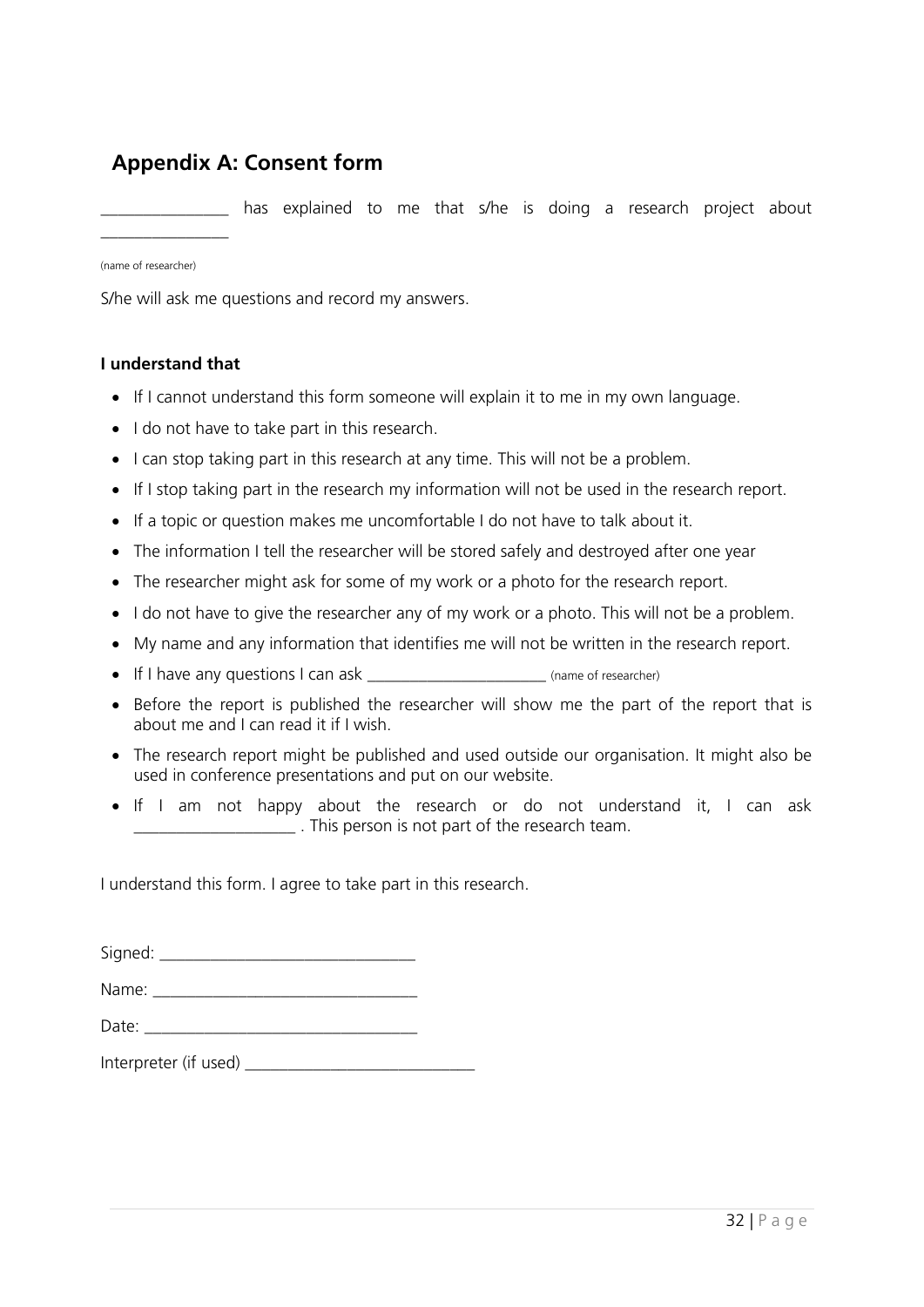## Appendix A: Consent form

_______________ has explained to me that s/he is doing a research project about _______________

(name of researcher)

S/he will ask me questions and record my answers.

**I understand that**

- If I cannot understand this form someone will explain it to me in my own language.
- I do not have to take part in this research.
- I can stop taking part in this research at any time. This will not be a problem.
- If I stop taking part in the research my information will not be used in the research report.
- If a topic or question makes me uncomfortable I do not have to talk about it.
- The information I tell the researcher will be stored safely and destroyed after one year
- The researcher might ask for some of my work or a photo for the research report.
- I do not have to give the researcher any of my work or a photo. This will not be a problem.
- My name and any information that identifies me will not be written in the research report.
- If I have any questions I can ask _____________________ (name of researcher)
- Before the report is published the researcher will show me the part of the report that is about me and I can read it if I wish.
- The research report might be published and used outside our organisation. It might also be used in conference presentations and put on our website.
- If I am not happy about the research or do not understand it, I can ask ___________________ . This person is not part of the research team.

I understand this form. I agree to take part in this research.

Signed: ____________________________

Name: ______________________________

Date: _______________________________

Interpreter (if used) __________________________